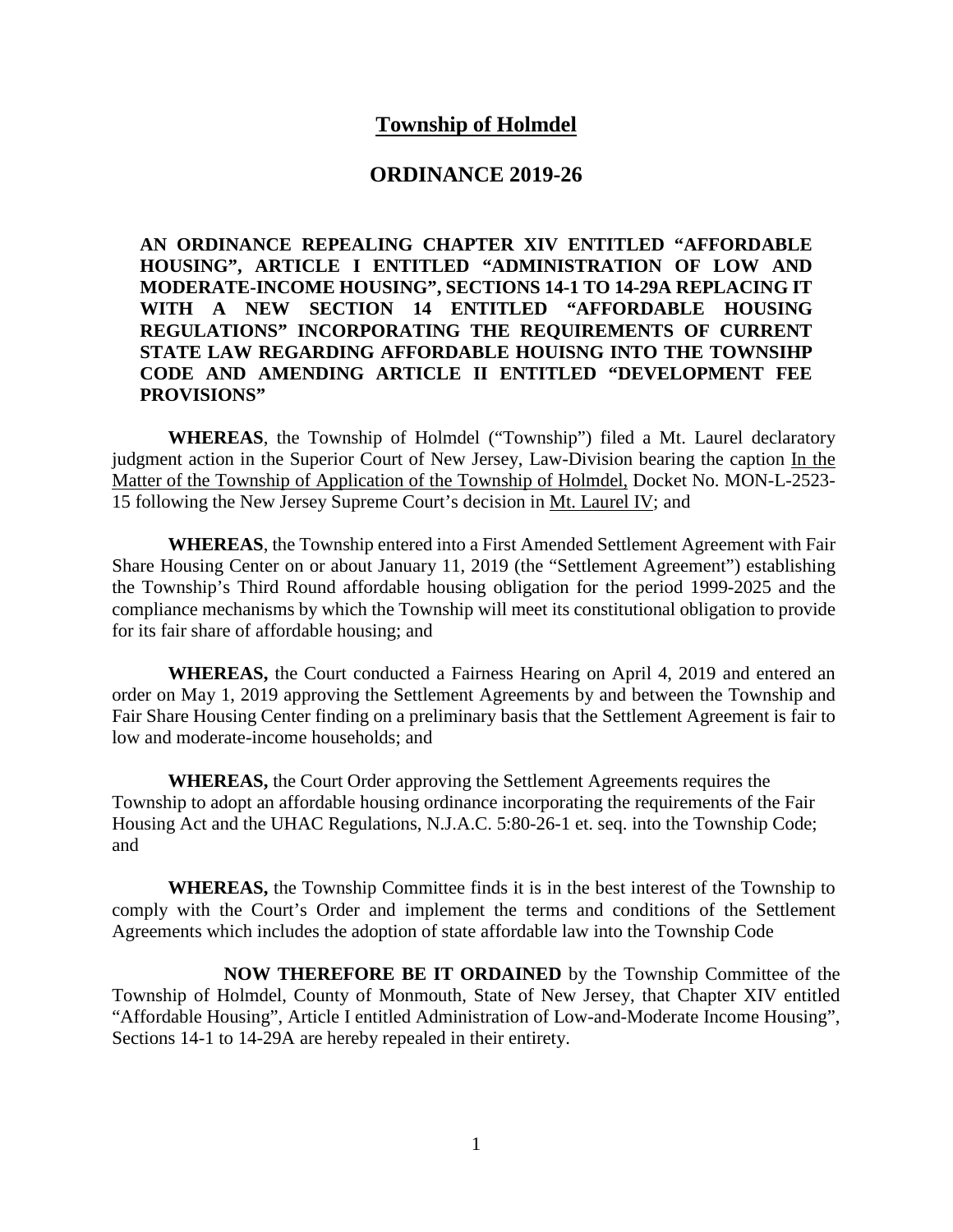# Township of Holmdel

## ORDINANCE 2019-26

**AN ORDINANCE REPEALING CHAPTER XIV ENTITLED "AFFORDABLE HOUSING", ARTICLE I ENTITLED "ADMINISTRATION OF LOW AND MODERATE-INCOME HOUSING", SECTIONS 14-1 TO 14-29A REPLACING IT WITH A NEW SECTION 14 ENTITLED "AFFORDABLE HOUSING REGULATIONS" INCORPORATING THE REQUIREMENTS OF CURRENT STATE LAW REGARDING AFFORDABLE HOUISNG INTO THE TOWNSIHP CODE AND AMENDING ARTICLE II ENTITLED "DEVELOPMENT FEE PROVISIONS"**

**WHEREAS**, the Township of Holmdel ("Township") filed a Mt. Laurel declaratory judgment action in the Superior Court of New Jersey, Law-Division bearing the caption In the Matter of the Township of Application of the Township of Holmdel, Docket No. MON-L-2523-15 following the New Jersey Supreme Court's decision in Mt. Laurel IV; and

**WHEREAS**, the Township entered into a First Amended Settlement Agreement with Fair Share Housing Center on or about January 11, 2019 (the "Settlement Agreement") establishing the Township's Third Round affordable housing obligation for the period 1999-2025 and the compliance mechanisms by which the Township will meet its constitutional obligation to provide for its fair share of affordable housing; and

**WHEREAS,** the Court conducted a Fairness Hearing on April 4, 2019 and entered an order on May 1, 2019 approving the Settlement Agreements by and between the Township and Fair Share Housing Center finding on a preliminary basis that the Settlement Agreement is fair to low and moderate-income households; and

**WHEREAS,** the Court Order approving the Settlement Agreements requires the Township to adopt an affordable housing ordinance incorporating the requirements of the Fair Housing Act and the UHAC Regulations, N.J.A.C. 5:80-26-1 et. seq. into the Township Code; and

**WHEREAS,** the Township Committee finds it is in the best interest of the Township to comply with the Court's Order and implement the terms and conditions of the Settlement Agreements which includes the adoption of state affordable law into the Township Code

**NOW THEREFORE BE IT ORDAINED** by the Township Committee of the Township of Holmdel, County of Monmouth, State of New Jersey, that Chapter XIV entitled "Affordable Housing", Article I entitled Administration of Low-and-Moderate Income Housing", Sections 14-1 to 14-29A are hereby repealed in their entirety.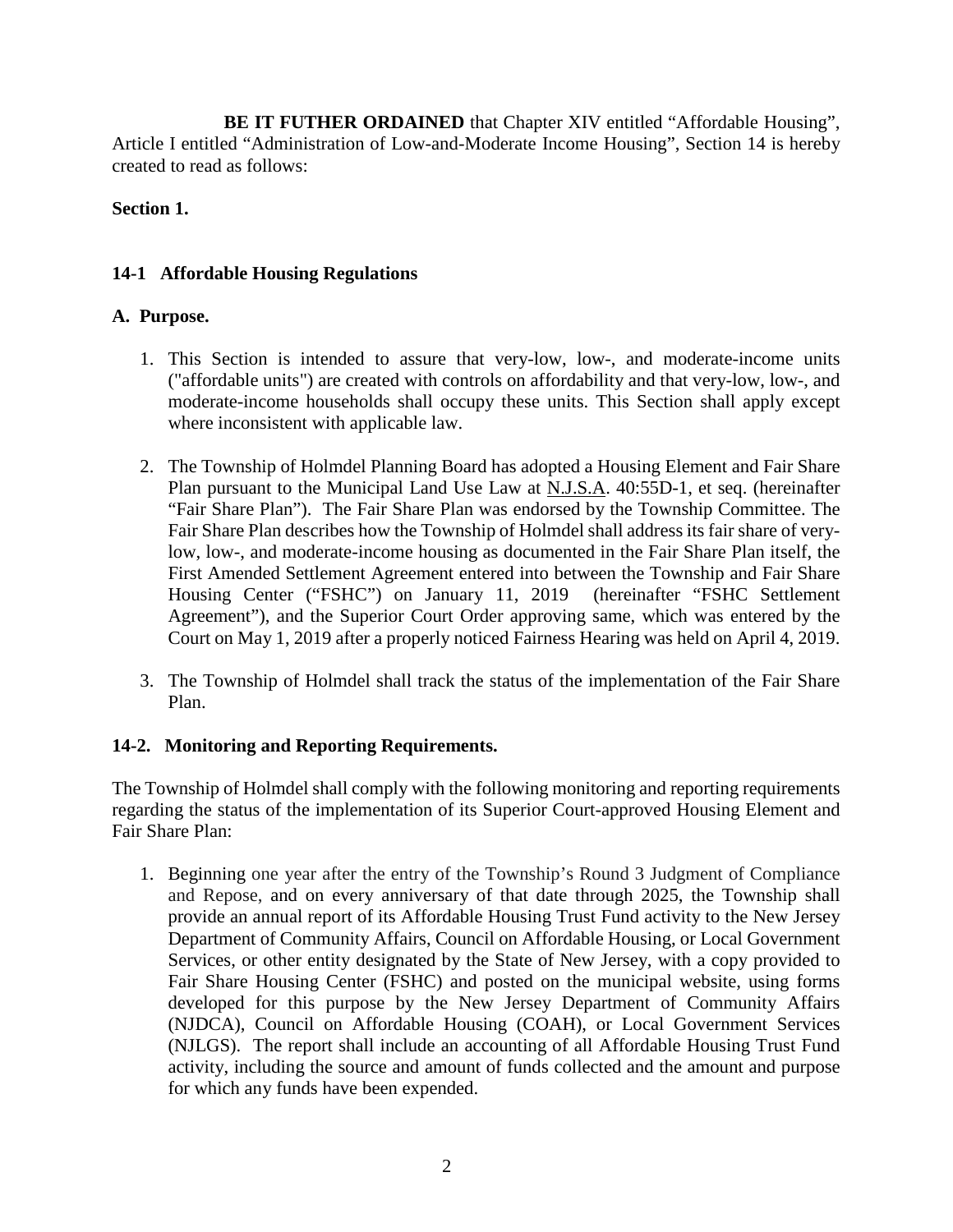**BE IT FUTHER ORDAINED** that Chapter XIV entitled "Affordable Housing", Article I entitled "Administration of Low-and-Moderate Income Housing", Section 14 is hereby created to read as follows:

**Section 1.**

### 14-1 Affordable Housing Regulations

#### A. Purpose.

1. This Section is intended to assure that very-low, low-, and moderate-income units ("affordable units") are created with controls on affordability and that very-low, low-, and moderate-income households shall occupy these units. This Section shall apply except where inconsistent with applicable law.

2. The Township of Holmdel Planning Board has adopted a Housing Element and Fair Share Plan pursuant to the Municipal Land Use Law at N.J.S.A. 40:55D-1, et seq. (hereinafter "Fair Share Plan"). The Fair Share Plan was endorsed by the Township Committee. The Fair Share Plan describes how the Township of Holmdel shall address its fair share of very-low, low-, and moderate-income housing as documented in the Fair Share Plan itself, the First Amended Settlement Agreement entered into between the Township and Fair Share Housing Center ("FSHC") on January 11, 2019 (hereinafter "FSHC Settlement Agreement"), and the Superior Court Order approving same, which was entered by the Court on May 1, 2019 after a properly noticed Fairness Hearing was held on April 4, 2019.

3. The Township of Holmdel shall track the status of the implementation of the Fair Share Plan.

### 14-2. Monitoring and Reporting Requirements.

The Township of Holmdel shall comply with the following monitoring and reporting requirements regarding the status of the implementation of its Superior Court-approved Housing Element and Fair Share Plan:

1. Beginning one year after the entry of the Township's Round 3 Judgment of Compliance and Repose, and on every anniversary of that date through 2025, the Township shall provide an annual report of its Affordable Housing Trust Fund activity to the New Jersey Department of Community Affairs, Council on Affordable Housing, or Local Government Services, or other entity designated by the State of New Jersey, with a copy provided to Fair Share Housing Center (FSHC) and posted on the municipal website, using forms developed for this purpose by the New Jersey Department of Community Affairs (NJDCA), Council on Affordable Housing (COAH), or Local Government Services (NJLGS). The report shall include an accounting of all Affordable Housing Trust Fund activity, including the source and amount of funds collected and the amount and purpose for which any funds have been expended.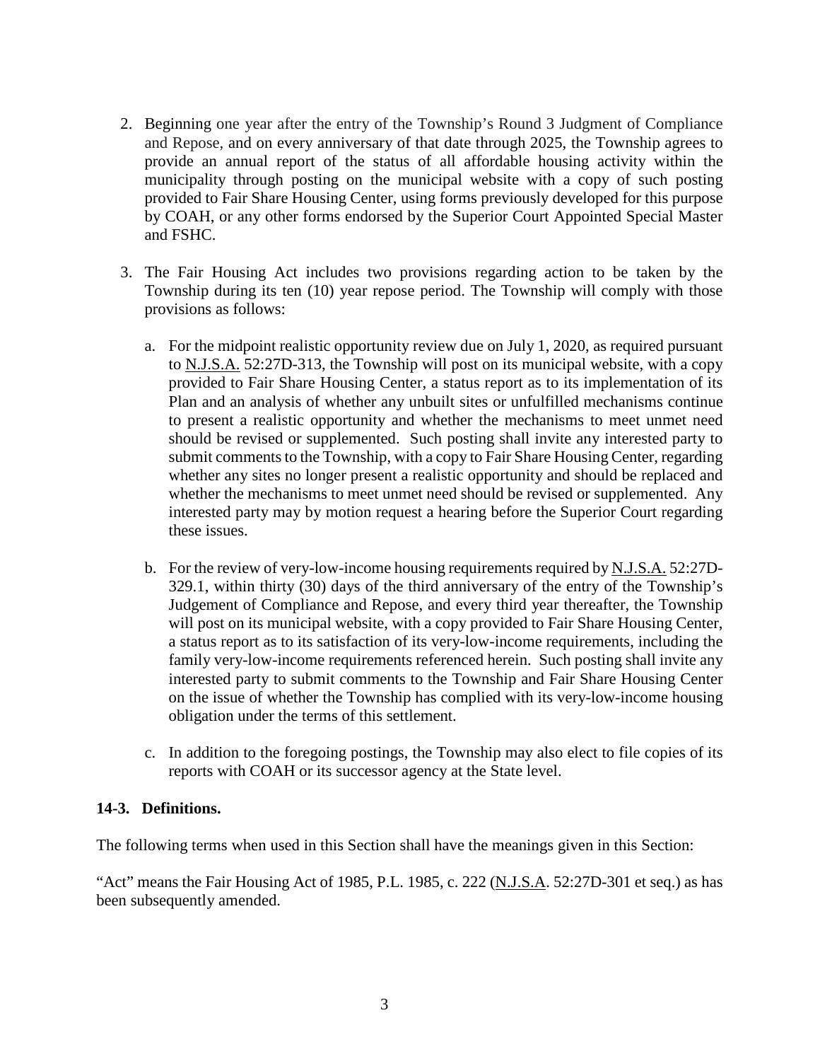2. Beginning one year after the entry of the Township's Round 3 Judgment of Compliance and Repose, and on every anniversary of that date through 2025, the Township agrees to provide an annual report of the status of all affordable housing activity within the municipality through posting on the municipal website with a copy of such posting provided to Fair Share Housing Center, using forms previously developed for this purpose by COAH, or any other forms endorsed by the Superior Court Appointed Special Master and FSHC.

3. The Fair Housing Act includes two provisions regarding action to be taken by the Township during its ten (10) year repose period. The Township will comply with those provisions as follows:

   a. For the midpoint realistic opportunity review due on July 1, 2020, as required pursuant to N.J.S.A. 52:27D-313, the Township will post on its municipal website, with a copy provided to Fair Share Housing Center, a status report as to its implementation of its Plan and an analysis of whether any unbuilt sites or unfulfilled mechanisms continue to present a realistic opportunity and whether the mechanisms to meet unmet need should be revised or supplemented. Such posting shall invite any interested party to submit comments to the Township, with a copy to Fair Share Housing Center, regarding whether any sites no longer present a realistic opportunity and should be replaced and whether the mechanisms to meet unmet need should be revised or supplemented. Any interested party may by motion request a hearing before the Superior Court regarding these issues.

   b. For the review of very-low-income housing requirements required by N.J.S.A. 52:27D-329.1, within thirty (30) days of the third anniversary of the entry of the Township's Judgement of Compliance and Repose, and every third year thereafter, the Township will post on its municipal website, with a copy provided to Fair Share Housing Center, a status report as to its satisfaction of its very-low-income requirements, including the family very-low-income requirements referenced herein. Such posting shall invite any interested party to submit comments to the Township and Fair Share Housing Center on the issue of whether the Township has complied with its very-low-income housing obligation under the terms of this settlement.

   c. In addition to the foregoing postings, the Township may also elect to file copies of its reports with COAH or its successor agency at the State level.

**14-3. Definitions.**

The following terms when used in this Section shall have the meanings given in this Section:

"Act" means the Fair Housing Act of 1985, P.L. 1985, c. 222 (N.J.S.A. 52:27D-301 et seq.) as has been subsequently amended.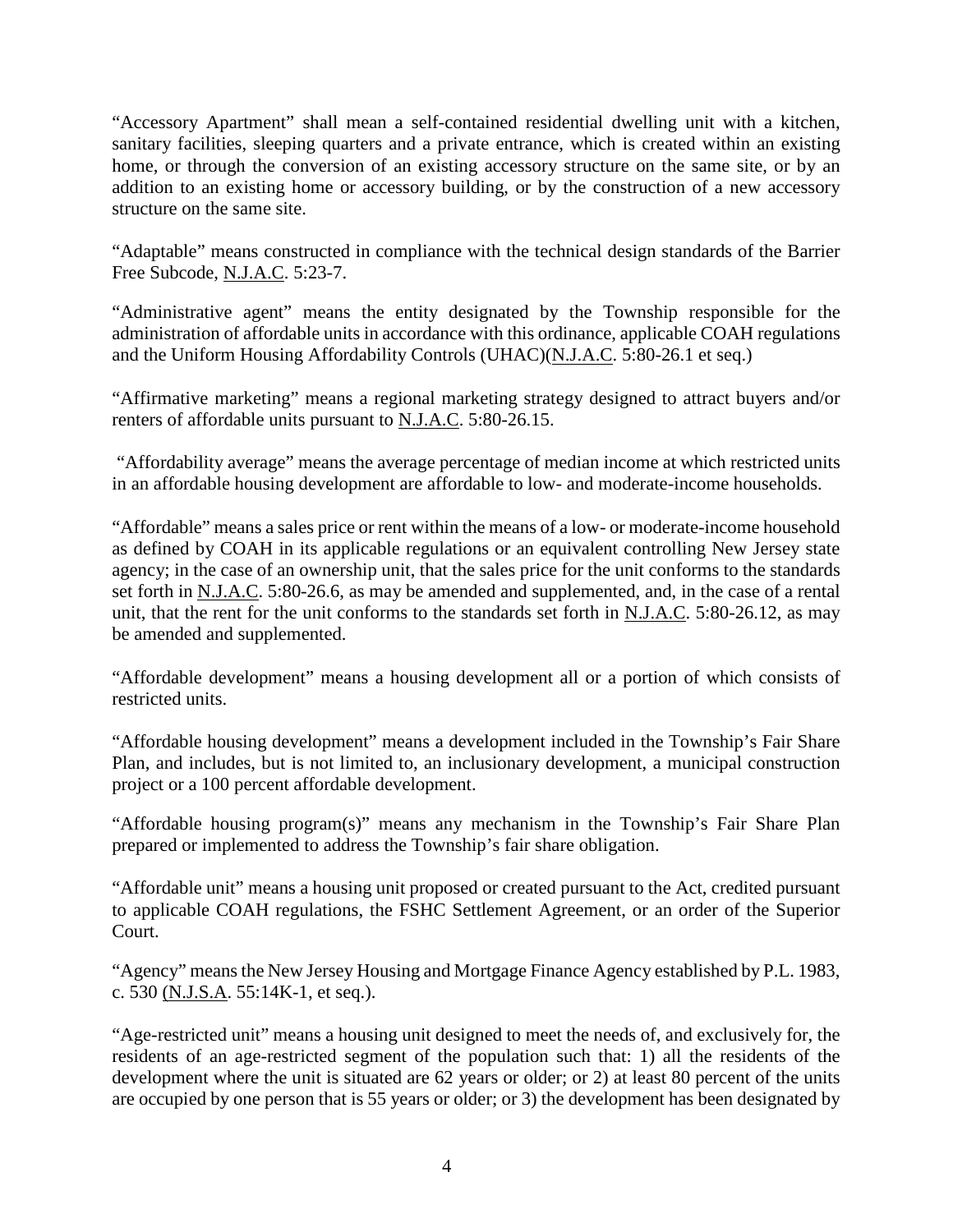"Accessory Apartment" shall mean a self-contained residential dwelling unit with a kitchen, sanitary facilities, sleeping quarters and a private entrance, which is created within an existing home, or through the conversion of an existing accessory structure on the same site, or by an addition to an existing home or accessory building, or by the construction of a new accessory structure on the same site.

"Adaptable" means constructed in compliance with the technical design standards of the Barrier Free Subcode, N.J.A.C. 5:23-7.

"Administrative agent" means the entity designated by the Township responsible for the administration of affordable units in accordance with this ordinance, applicable COAH regulations and the Uniform Housing Affordability Controls (UHAC)(N.J.A.C. 5:80-26.1 et seq.)

"Affirmative marketing" means a regional marketing strategy designed to attract buyers and/or renters of affordable units pursuant to N.J.A.C. 5:80-26.15.

"Affordability average" means the average percentage of median income at which restricted units in an affordable housing development are affordable to low- and moderate-income households.

"Affordable" means a sales price or rent within the means of a low- or moderate-income household as defined by COAH in its applicable regulations or an equivalent controlling New Jersey state agency; in the case of an ownership unit, that the sales price for the unit conforms to the standards set forth in N.J.A.C. 5:80-26.6, as may be amended and supplemented, and, in the case of a rental unit, that the rent for the unit conforms to the standards set forth in N.J.A.C. 5:80-26.12, as may be amended and supplemented.

"Affordable development" means a housing development all or a portion of which consists of restricted units.

"Affordable housing development" means a development included in the Township's Fair Share Plan, and includes, but is not limited to, an inclusionary development, a municipal construction project or a 100 percent affordable development.

"Affordable housing program(s)" means any mechanism in the Township's Fair Share Plan prepared or implemented to address the Township's fair share obligation.

"Affordable unit" means a housing unit proposed or created pursuant to the Act, credited pursuant to applicable COAH regulations, the FSHC Settlement Agreement, or an order of the Superior Court.

"Agency" means the New Jersey Housing and Mortgage Finance Agency established by P.L. 1983, c. 530 (N.J.S.A. 55:14K-1, et seq.).

"Age-restricted unit" means a housing unit designed to meet the needs of, and exclusively for, the residents of an age-restricted segment of the population such that: 1) all the residents of the development where the unit is situated are 62 years or older; or 2) at least 80 percent of the units are occupied by one person that is 55 years or older; or 3) the development has been designated by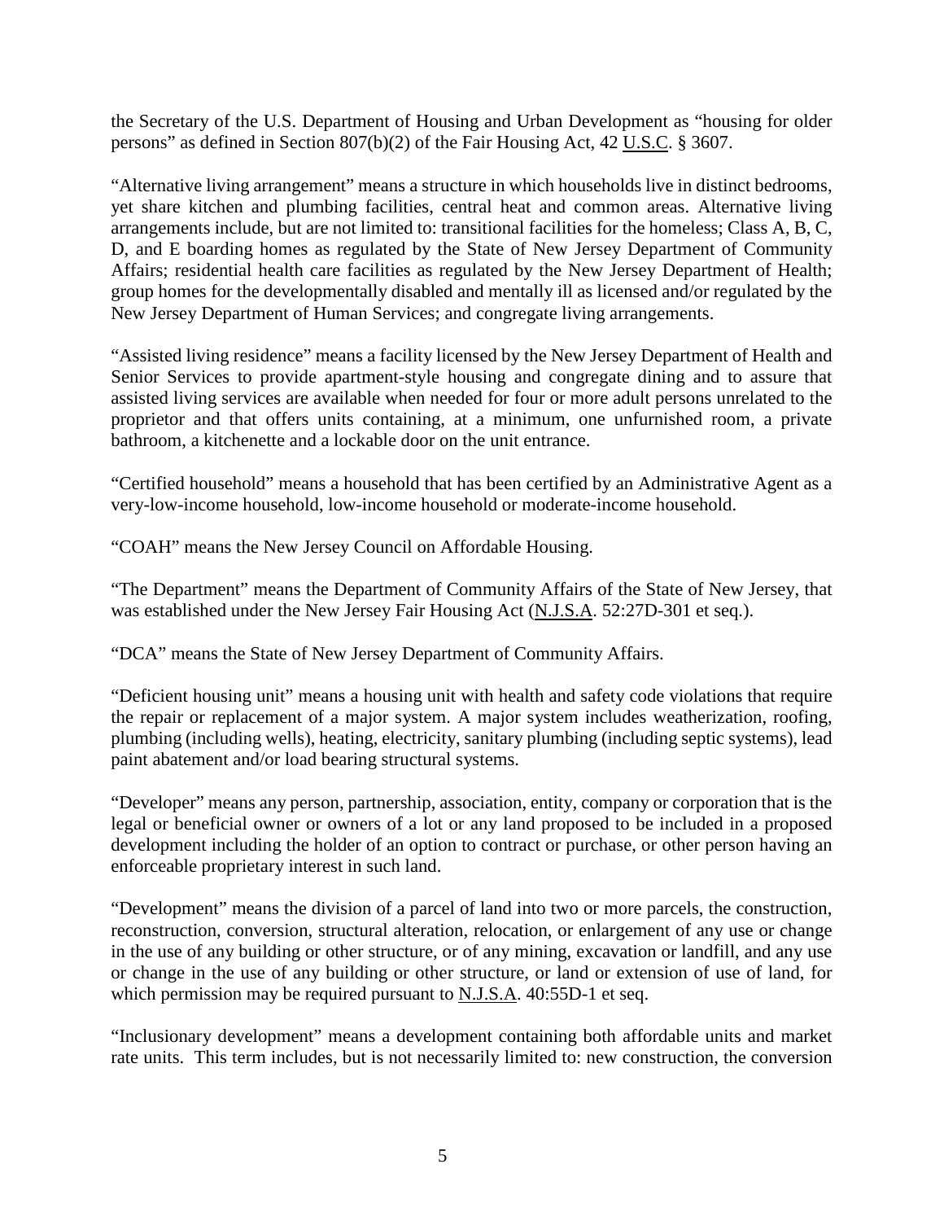the Secretary of the U.S. Department of Housing and Urban Development as "housing for older persons" as defined in Section 807(b)(2) of the Fair Housing Act, 42 U.S.C. § 3607.

"Alternative living arrangement" means a structure in which households live in distinct bedrooms, yet share kitchen and plumbing facilities, central heat and common areas. Alternative living arrangements include, but are not limited to: transitional facilities for the homeless; Class A, B, C, D, and E boarding homes as regulated by the State of New Jersey Department of Community Affairs; residential health care facilities as regulated by the New Jersey Department of Health; group homes for the developmentally disabled and mentally ill as licensed and/or regulated by the New Jersey Department of Human Services; and congregate living arrangements.

"Assisted living residence" means a facility licensed by the New Jersey Department of Health and Senior Services to provide apartment-style housing and congregate dining and to assure that assisted living services are available when needed for four or more adult persons unrelated to the proprietor and that offers units containing, at a minimum, one unfurnished room, a private bathroom, a kitchenette and a lockable door on the unit entrance.

"Certified household" means a household that has been certified by an Administrative Agent as a very-low-income household, low-income household or moderate-income household.

"COAH" means the New Jersey Council on Affordable Housing.

"The Department" means the Department of Community Affairs of the State of New Jersey, that was established under the New Jersey Fair Housing Act (N.J.S.A. 52:27D-301 et seq.).

"DCA" means the State of New Jersey Department of Community Affairs.

"Deficient housing unit" means a housing unit with health and safety code violations that require the repair or replacement of a major system. A major system includes weatherization, roofing, plumbing (including wells), heating, electricity, sanitary plumbing (including septic systems), lead paint abatement and/or load bearing structural systems.

"Developer" means any person, partnership, association, entity, company or corporation that is the legal or beneficial owner or owners of a lot or any land proposed to be included in a proposed development including the holder of an option to contract or purchase, or other person having an enforceable proprietary interest in such land.

"Development" means the division of a parcel of land into two or more parcels, the construction, reconstruction, conversion, structural alteration, relocation, or enlargement of any use or change in the use of any building or other structure, or of any mining, excavation or landfill, and any use or change in the use of any building or other structure, or land or extension of use of land, for which permission may be required pursuant to N.J.S.A. 40:55D-1 et seq.

"Inclusionary development" means a development containing both affordable units and market rate units. This term includes, but is not necessarily limited to: new construction, the conversion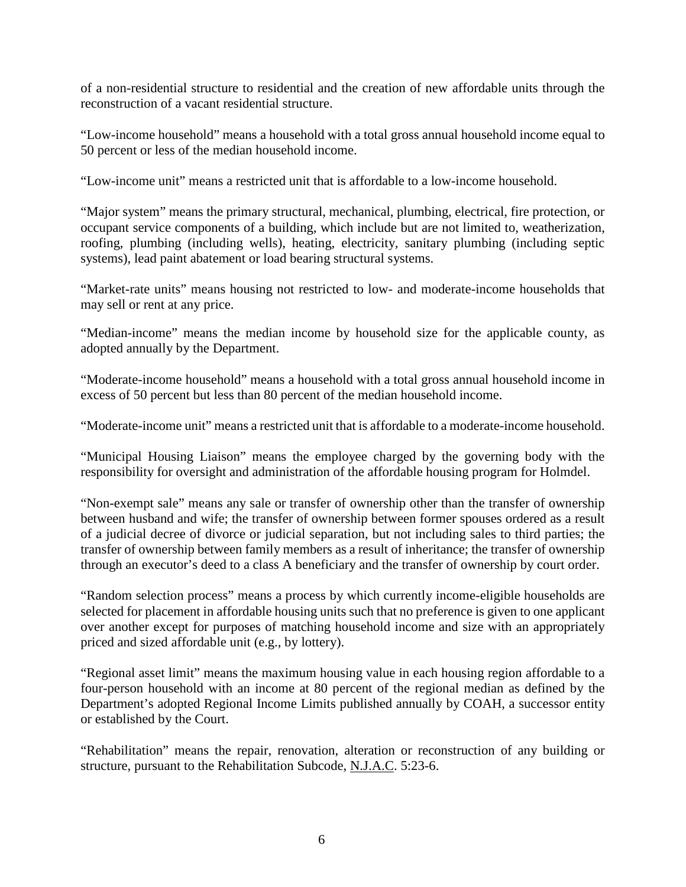of a non-residential structure to residential and the creation of new affordable units through the reconstruction of a vacant residential structure.

"Low-income household" means a household with a total gross annual household income equal to 50 percent or less of the median household income.

"Low-income unit" means a restricted unit that is affordable to a low-income household.

"Major system" means the primary structural, mechanical, plumbing, electrical, fire protection, or occupant service components of a building, which include but are not limited to, weatherization, roofing, plumbing (including wells), heating, electricity, sanitary plumbing (including septic systems), lead paint abatement or load bearing structural systems.

"Market-rate units" means housing not restricted to low- and moderate-income households that may sell or rent at any price.

"Median-income" means the median income by household size for the applicable county, as adopted annually by the Department.

"Moderate-income household" means a household with a total gross annual household income in excess of 50 percent but less than 80 percent of the median household income.

"Moderate-income unit" means a restricted unit that is affordable to a moderate-income household.

"Municipal Housing Liaison" means the employee charged by the governing body with the responsibility for oversight and administration of the affordable housing program for Holmdel.

"Non-exempt sale" means any sale or transfer of ownership other than the transfer of ownership between husband and wife; the transfer of ownership between former spouses ordered as a result of a judicial decree of divorce or judicial separation, but not including sales to third parties; the transfer of ownership between family members as a result of inheritance; the transfer of ownership through an executor's deed to a class A beneficiary and the transfer of ownership by court order.

"Random selection process" means a process by which currently income-eligible households are selected for placement in affordable housing units such that no preference is given to one applicant over another except for purposes of matching household income and size with an appropriately priced and sized affordable unit (e.g., by lottery).

"Regional asset limit" means the maximum housing value in each housing region affordable to a four-person household with an income at 80 percent of the regional median as defined by the Department's adopted Regional Income Limits published annually by COAH, a successor entity or established by the Court.

"Rehabilitation" means the repair, renovation, alteration or reconstruction of any building or structure, pursuant to the Rehabilitation Subcode, N.J.A.C. 5:23-6.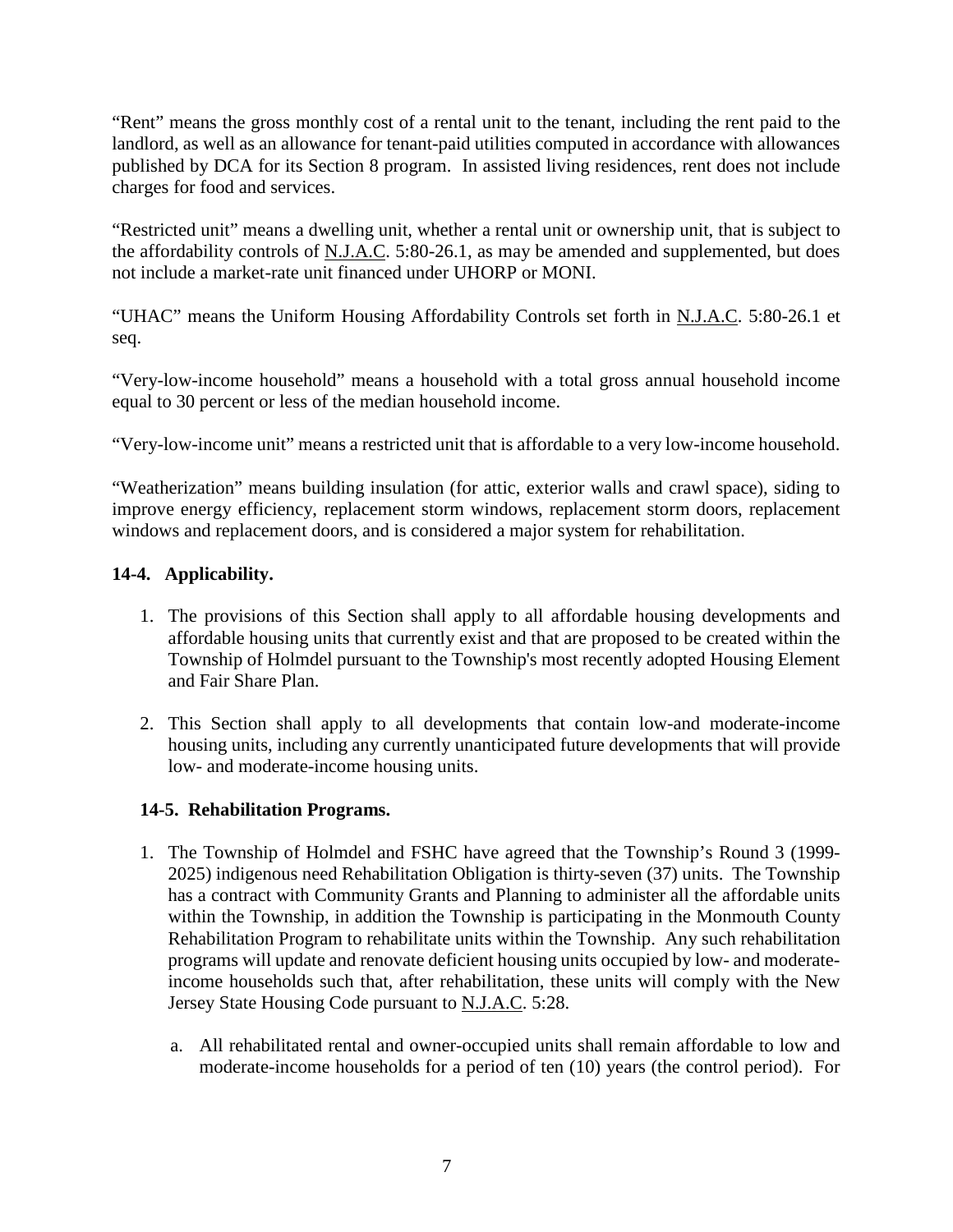"Rent" means the gross monthly cost of a rental unit to the tenant, including the rent paid to the landlord, as well as an allowance for tenant-paid utilities computed in accordance with allowances published by DCA for its Section 8 program. In assisted living residences, rent does not include charges for food and services.

"Restricted unit" means a dwelling unit, whether a rental unit or ownership unit, that is subject to the affordability controls of N.J.A.C. 5:80-26.1, as may be amended and supplemented, but does not include a market-rate unit financed under UHORP or MONI.

"UHAC" means the Uniform Housing Affordability Controls set forth in N.J.A.C. 5:80-26.1 et seq.

"Very-low-income household" means a household with a total gross annual household income equal to 30 percent or less of the median household income.

"Very-low-income unit" means a restricted unit that is affordable to a very low-income household.

"Weatherization" means building insulation (for attic, exterior walls and crawl space), siding to improve energy efficiency, replacement storm windows, replacement storm doors, replacement windows and replacement doors, and is considered a major system for rehabilitation.

### 14-4. Applicability.

1. The provisions of this Section shall apply to all affordable housing developments and affordable housing units that currently exist and that are proposed to be created within the Township of Holmdel pursuant to the Township's most recently adopted Housing Element and Fair Share Plan.

2. This Section shall apply to all developments that contain low-and moderate-income housing units, including any currently unanticipated future developments that will provide low- and moderate-income housing units.

### 14-5. Rehabilitation Programs.

1. The Township of Holmdel and FSHC have agreed that the Township's Round 3 (1999-2025) indigenous need Rehabilitation Obligation is thirty-seven (37) units. The Township has a contract with Community Grants and Planning to administer all the affordable units within the Township, in addition the Township is participating in the Monmouth County Rehabilitation Program to rehabilitate units within the Township. Any such rehabilitation programs will update and renovate deficient housing units occupied by low- and moderate-income households such that, after rehabilitation, these units will comply with the New Jersey State Housing Code pursuant to N.J.A.C. 5:28.

    a. All rehabilitated rental and owner-occupied units shall remain affordable to low and moderate-income households for a period of ten (10) years (the control period). For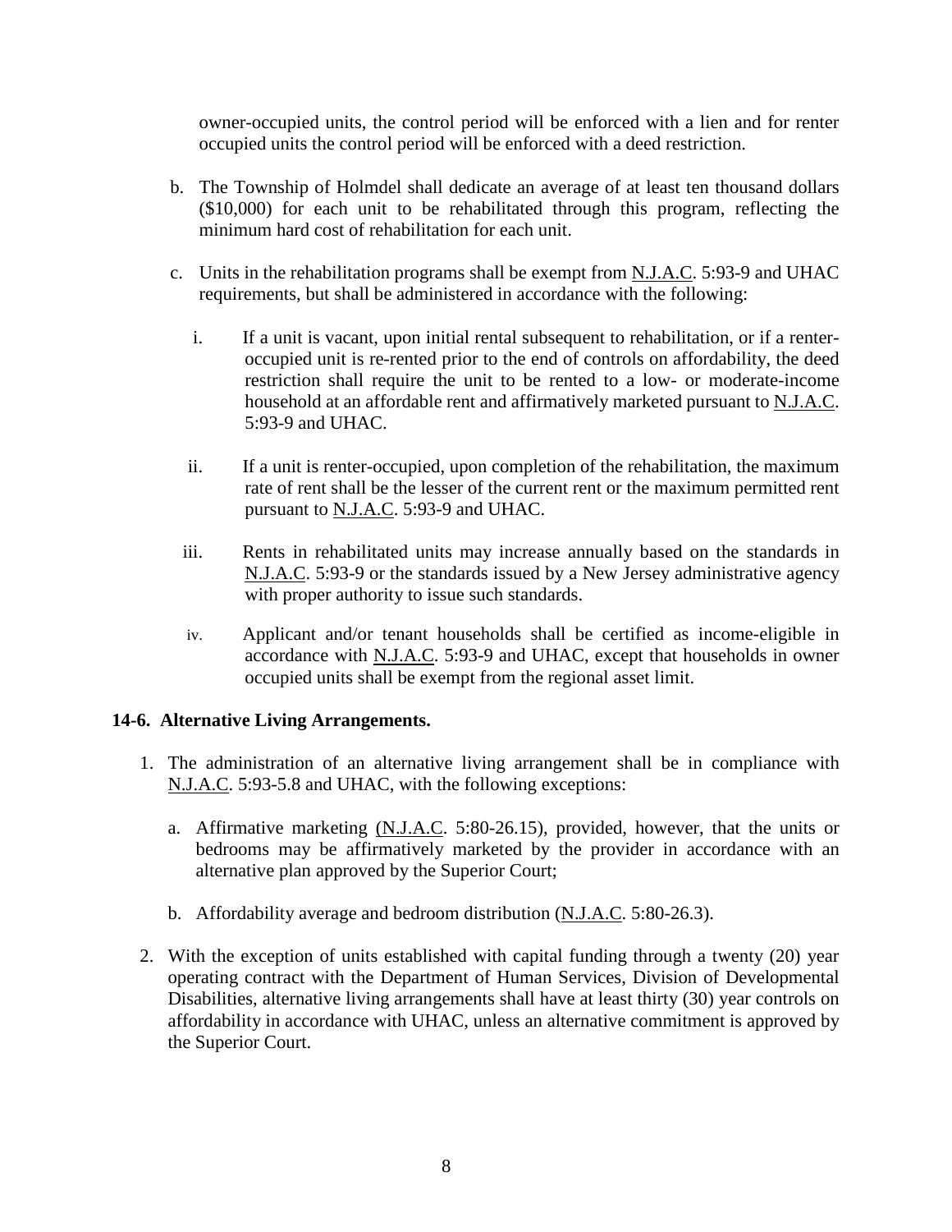owner-occupied units, the control period will be enforced with a lien and for renter occupied units the control period will be enforced with a deed restriction.

b. The Township of Holmdel shall dedicate an average of at least ten thousand dollars ($10,000) for each unit to be rehabilitated through this program, reflecting the minimum hard cost of rehabilitation for each unit.

c. Units in the rehabilitation programs shall be exempt from N.J.A.C. 5:93-9 and UHAC requirements, but shall be administered in accordance with the following:

   i. If a unit is vacant, upon initial rental subsequent to rehabilitation, or if a renter-occupied unit is re-rented prior to the end of controls on affordability, the deed restriction shall require the unit to be rented to a low- or moderate-income household at an affordable rent and affirmatively marketed pursuant to N.J.A.C. 5:93-9 and UHAC.

   ii. If a unit is renter-occupied, upon completion of the rehabilitation, the maximum rate of rent shall be the lesser of the current rent or the maximum permitted rent pursuant to N.J.A.C. 5:93-9 and UHAC.

   iii. Rents in rehabilitated units may increase annually based on the standards in N.J.A.C. 5:93-9 or the standards issued by a New Jersey administrative agency with proper authority to issue such standards.

   iv. Applicant and/or tenant households shall be certified as income-eligible in accordance with N.J.A.C. 5:93-9 and UHAC, except that households in owner occupied units shall be exempt from the regional asset limit.

**14-6. Alternative Living Arrangements.**

1. The administration of an alternative living arrangement shall be in compliance with N.J.A.C. 5:93-5.8 and UHAC, with the following exceptions:

   a. Affirmative marketing (N.J.A.C. 5:80-26.15), provided, however, that the units or bedrooms may be affirmatively marketed by the provider in accordance with an alternative plan approved by the Superior Court;

   b. Affordability average and bedroom distribution (N.J.A.C. 5:80-26.3).

2. With the exception of units established with capital funding through a twenty (20) year operating contract with the Department of Human Services, Division of Developmental Disabilities, alternative living arrangements shall have at least thirty (30) year controls on affordability in accordance with UHAC, unless an alternative commitment is approved by the Superior Court.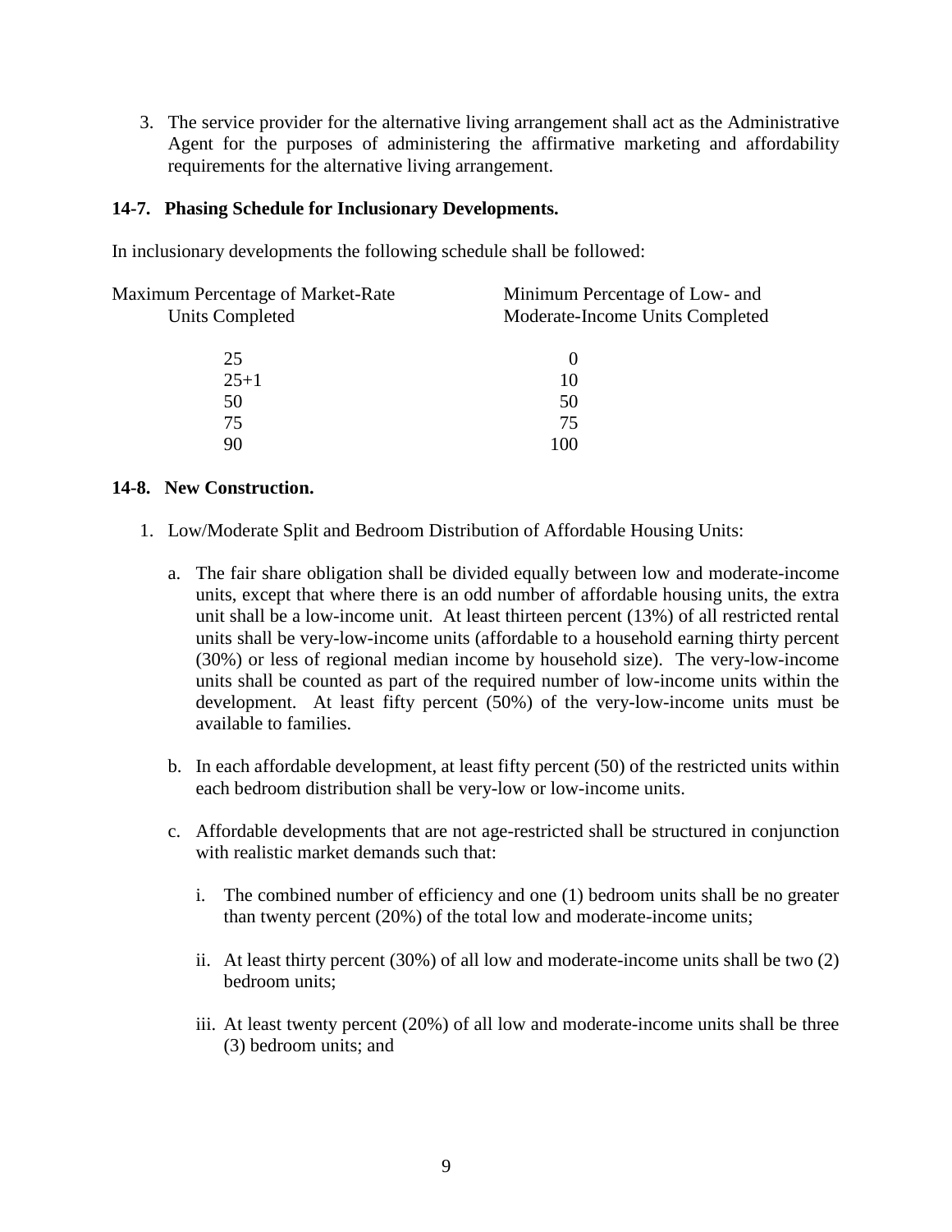3. The service provider for the alternative living arrangement shall act as the Administrative Agent for the purposes of administering the affirmative marketing and affordability requirements for the alternative living arrangement.

**14-7. Phasing Schedule for Inclusionary Developments.**

In inclusionary developments the following schedule shall be followed:

| Maximum Percentage of Market-Rate Units Completed | Minimum Percentage of Low- and Moderate-Income Units Completed |
|---|---|
| 25 | 0 |
| 25+1 | 10 |
| 50 | 50 |
| 75 | 75 |
| 90 | 100 |

**14-8. New Construction.**

1. Low/Moderate Split and Bedroom Distribution of Affordable Housing Units:

   a. The fair share obligation shall be divided equally between low and moderate-income units, except that where there is an odd number of affordable housing units, the extra unit shall be a low-income unit. At least thirteen percent (13%) of all restricted rental units shall be very-low-income units (affordable to a household earning thirty percent (30%) or less of regional median income by household size). The very-low-income units shall be counted as part of the required number of low-income units within the development. At least fifty percent (50%) of the very-low-income units must be available to families.

   b. In each affordable development, at least fifty percent (50) of the restricted units within each bedroom distribution shall be very-low or low-income units.

   c. Affordable developments that are not age-restricted shall be structured in conjunction with realistic market demands such that:

      i. The combined number of efficiency and one (1) bedroom units shall be no greater than twenty percent (20%) of the total low and moderate-income units;

      ii. At least thirty percent (30%) of all low and moderate-income units shall be two (2) bedroom units;

      iii. At least twenty percent (20%) of all low and moderate-income units shall be three (3) bedroom units; and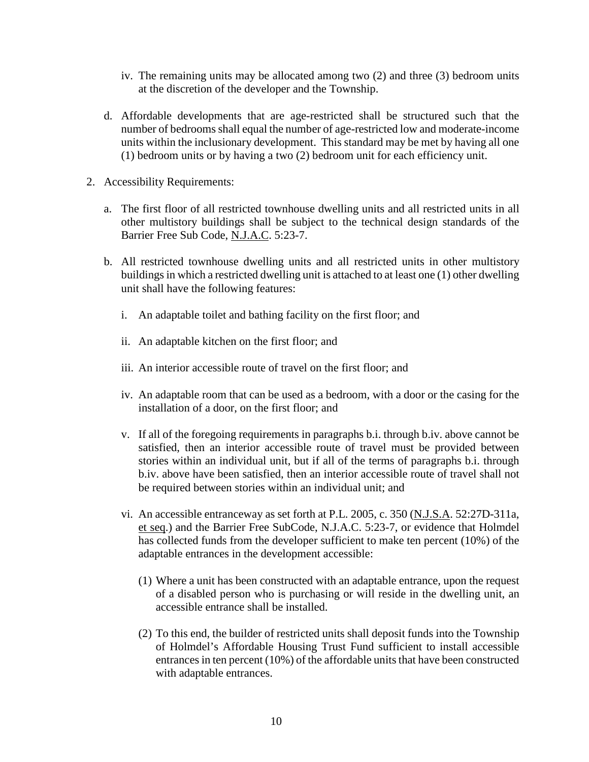iv. The remaining units may be allocated among two (2) and three (3) bedroom units at the discretion of the developer and the Township.

d. Affordable developments that are age-restricted shall be structured such that the number of bedrooms shall equal the number of age-restricted low and moderate-income units within the inclusionary development. This standard may be met by having all one (1) bedroom units or by having a two (2) bedroom unit for each efficiency unit.

2. Accessibility Requirements:

   a. The first floor of all restricted townhouse dwelling units and all restricted units in all other multistory buildings shall be subject to the technical design standards of the Barrier Free Sub Code, <u>N.J.A.C</u>. 5:23-7.

   b. All restricted townhouse dwelling units and all restricted units in other multistory buildings in which a restricted dwelling unit is attached to at least one (1) other dwelling unit shall have the following features:

      i. An adaptable toilet and bathing facility on the first floor; and

      ii. An adaptable kitchen on the first floor; and

      iii. An interior accessible route of travel on the first floor; and

      iv. An adaptable room that can be used as a bedroom, with a door or the casing for the installation of a door, on the first floor; and

      v. If all of the foregoing requirements in paragraphs b.i. through b.iv. above cannot be satisfied, then an interior accessible route of travel must be provided between stories within an individual unit, but if all of the terms of paragraphs b.i. through b.iv. above have been satisfied, then an interior accessible route of travel shall not be required between stories within an individual unit; and

      vi. An accessible entranceway as set forth at P.L. 2005, c. 350 (<u>N.J.S.A</u>. 52:27D-311a, <u>et seq</u>.) and the Barrier Free SubCode, N.J.A.C. 5:23-7, or evidence that Holmdel has collected funds from the developer sufficient to make ten percent (10%) of the adaptable entrances in the development accessible:

         (1) Where a unit has been constructed with an adaptable entrance, upon the request of a disabled person who is purchasing or will reside in the dwelling unit, an accessible entrance shall be installed.

         (2) To this end, the builder of restricted units shall deposit funds into the Township of Holmdel's Affordable Housing Trust Fund sufficient to install accessible entrances in ten percent (10%) of the affordable units that have been constructed with adaptable entrances.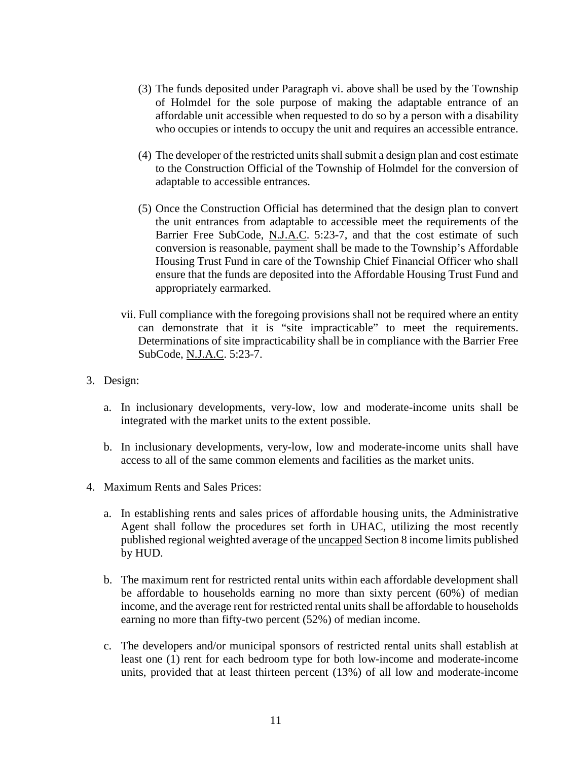(3) The funds deposited under Paragraph vi. above shall be used by the Township of Holmdel for the sole purpose of making the adaptable entrance of an affordable unit accessible when requested to do so by a person with a disability who occupies or intends to occupy the unit and requires an accessible entrance.

(4) The developer of the restricted units shall submit a design plan and cost estimate to the Construction Official of the Township of Holmdel for the conversion of adaptable to accessible entrances.

(5) Once the Construction Official has determined that the design plan to convert the unit entrances from adaptable to accessible meet the requirements of the Barrier Free SubCode, N.J.A.C. 5:23-7, and that the cost estimate of such conversion is reasonable, payment shall be made to the Township's Affordable Housing Trust Fund in care of the Township Chief Financial Officer who shall ensure that the funds are deposited into the Affordable Housing Trust Fund and appropriately earmarked.

vii. Full compliance with the foregoing provisions shall not be required where an entity can demonstrate that it is "site impracticable" to meet the requirements. Determinations of site impracticability shall be in compliance with the Barrier Free SubCode, N.J.A.C. 5:23-7.

3. Design:

   a. In inclusionary developments, very-low, low and moderate-income units shall be integrated with the market units to the extent possible.

   b. In inclusionary developments, very-low, low and moderate-income units shall have access to all of the same common elements and facilities as the market units.

4. Maximum Rents and Sales Prices:

   a. In establishing rents and sales prices of affordable housing units, the Administrative Agent shall follow the procedures set forth in UHAC, utilizing the most recently published regional weighted average of the uncapped Section 8 income limits published by HUD.

   b. The maximum rent for restricted rental units within each affordable development shall be affordable to households earning no more than sixty percent (60%) of median income, and the average rent for restricted rental units shall be affordable to households earning no more than fifty-two percent (52%) of median income.

   c. The developers and/or municipal sponsors of restricted rental units shall establish at least one (1) rent for each bedroom type for both low-income and moderate-income units, provided that at least thirteen percent (13%) of all low and moderate-income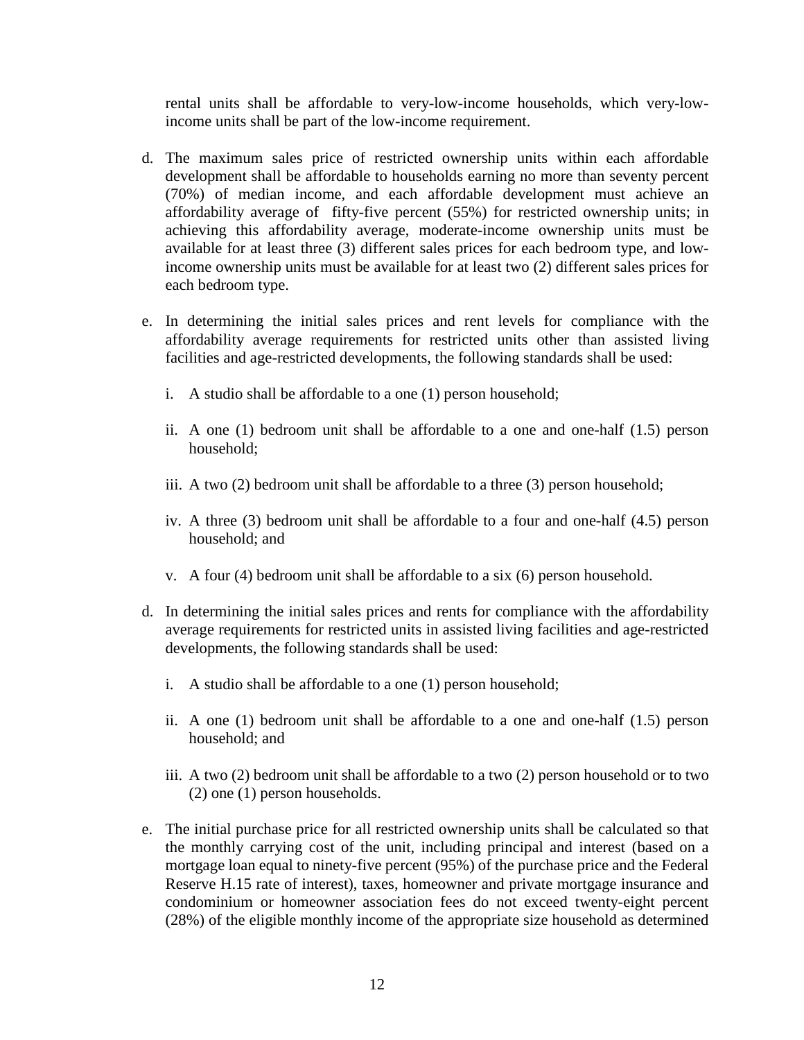rental units shall be affordable to very-low-income households, which very-low-income units shall be part of the low-income requirement.

d. The maximum sales price of restricted ownership units within each affordable development shall be affordable to households earning no more than seventy percent (70%) of median income, and each affordable development must achieve an affordability average of fifty-five percent (55%) for restricted ownership units; in achieving this affordability average, moderate-income ownership units must be available for at least three (3) different sales prices for each bedroom type, and low-income ownership units must be available for at least two (2) different sales prices for each bedroom type.

e. In determining the initial sales prices and rent levels for compliance with the affordability average requirements for restricted units other than assisted living facilities and age-restricted developments, the following standards shall be used:

   i. A studio shall be affordable to a one (1) person household;

   ii. A one (1) bedroom unit shall be affordable to a one and one-half (1.5) person household;

   iii. A two (2) bedroom unit shall be affordable to a three (3) person household;

   iv. A three (3) bedroom unit shall be affordable to a four and one-half (4.5) person household; and

   v. A four (4) bedroom unit shall be affordable to a six (6) person household.

d. In determining the initial sales prices and rents for compliance with the affordability average requirements for restricted units in assisted living facilities and age-restricted developments, the following standards shall be used:

   i. A studio shall be affordable to a one (1) person household;

   ii. A one (1) bedroom unit shall be affordable to a one and one-half (1.5) person household; and

   iii. A two (2) bedroom unit shall be affordable to a two (2) person household or to two (2) one (1) person households.

e. The initial purchase price for all restricted ownership units shall be calculated so that the monthly carrying cost of the unit, including principal and interest (based on a mortgage loan equal to ninety-five percent (95%) of the purchase price and the Federal Reserve H.15 rate of interest), taxes, homeowner and private mortgage insurance and condominium or homeowner association fees do not exceed twenty-eight percent (28%) of the eligible monthly income of the appropriate size household as determined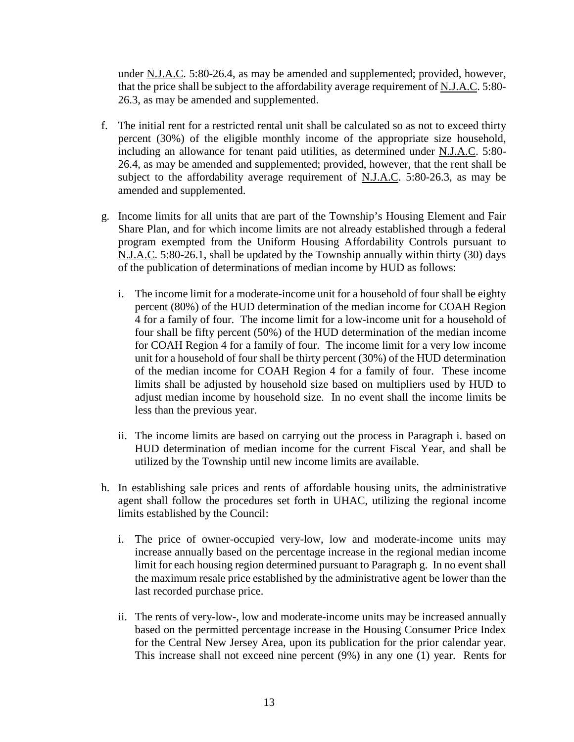under N.J.A.C. 5:80-26.4, as may be amended and supplemented; provided, however, that the price shall be subject to the affordability average requirement of N.J.A.C. 5:80-26.3, as may be amended and supplemented.

f. The initial rent for a restricted rental unit shall be calculated so as not to exceed thirty percent (30%) of the eligible monthly income of the appropriate size household, including an allowance for tenant paid utilities, as determined under N.J.A.C. 5:80-26.4, as may be amended and supplemented; provided, however, that the rent shall be subject to the affordability average requirement of N.J.A.C. 5:80-26.3, as may be amended and supplemented.

g. Income limits for all units that are part of the Township's Housing Element and Fair Share Plan, and for which income limits are not already established through a federal program exempted from the Uniform Housing Affordability Controls pursuant to N.J.A.C. 5:80-26.1, shall be updated by the Township annually within thirty (30) days of the publication of determinations of median income by HUD as follows:

   i. The income limit for a moderate-income unit for a household of four shall be eighty percent (80%) of the HUD determination of the median income for COAH Region 4 for a family of four. The income limit for a low-income unit for a household of four shall be fifty percent (50%) of the HUD determination of the median income for COAH Region 4 for a family of four. The income limit for a very low income unit for a household of four shall be thirty percent (30%) of the HUD determination of the median income for COAH Region 4 for a family of four. These income limits shall be adjusted by household size based on multipliers used by HUD to adjust median income by household size. In no event shall the income limits be less than the previous year.

   ii. The income limits are based on carrying out the process in Paragraph i. based on HUD determination of median income for the current Fiscal Year, and shall be utilized by the Township until new income limits are available.

h. In establishing sale prices and rents of affordable housing units, the administrative agent shall follow the procedures set forth in UHAC, utilizing the regional income limits established by the Council:

   i. The price of owner-occupied very-low, low and moderate-income units may increase annually based on the percentage increase in the regional median income limit for each housing region determined pursuant to Paragraph g. In no event shall the maximum resale price established by the administrative agent be lower than the last recorded purchase price.

   ii. The rents of very-low-, low and moderate-income units may be increased annually based on the permitted percentage increase in the Housing Consumer Price Index for the Central New Jersey Area, upon its publication for the prior calendar year. This increase shall not exceed nine percent (9%) in any one (1) year. Rents for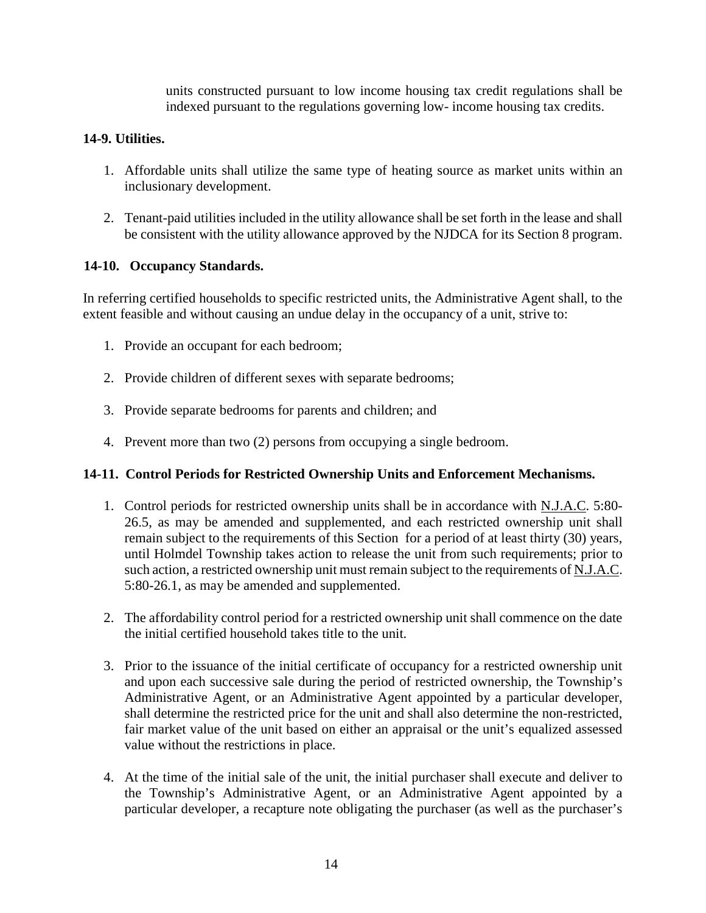units constructed pursuant to low income housing tax credit regulations shall be indexed pursuant to the regulations governing low- income housing tax credits.

**14-9. Utilities.**

1. Affordable units shall utilize the same type of heating source as market units within an inclusionary development.

2. Tenant-paid utilities included in the utility allowance shall be set forth in the lease and shall be consistent with the utility allowance approved by the NJDCA for its Section 8 program.

**14-10. Occupancy Standards.**

In referring certified households to specific restricted units, the Administrative Agent shall, to the extent feasible and without causing an undue delay in the occupancy of a unit, strive to:

1. Provide an occupant for each bedroom;

2. Provide children of different sexes with separate bedrooms;

3. Provide separate bedrooms for parents and children; and

4. Prevent more than two (2) persons from occupying a single bedroom.

**14-11. Control Periods for Restricted Ownership Units and Enforcement Mechanisms.**

1. Control periods for restricted ownership units shall be in accordance with N.J.A.C. 5:80-26.5, as may be amended and supplemented, and each restricted ownership unit shall remain subject to the requirements of this Section for a period of at least thirty (30) years, until Holmdel Township takes action to release the unit from such requirements; prior to such action, a restricted ownership unit must remain subject to the requirements of N.J.A.C. 5:80-26.1, as may be amended and supplemented.

2. The affordability control period for a restricted ownership unit shall commence on the date the initial certified household takes title to the unit.

3. Prior to the issuance of the initial certificate of occupancy for a restricted ownership unit and upon each successive sale during the period of restricted ownership, the Township's Administrative Agent, or an Administrative Agent appointed by a particular developer, shall determine the restricted price for the unit and shall also determine the non-restricted, fair market value of the unit based on either an appraisal or the unit's equalized assessed value without the restrictions in place.

4. At the time of the initial sale of the unit, the initial purchaser shall execute and deliver to the Township's Administrative Agent, or an Administrative Agent appointed by a particular developer, a recapture note obligating the purchaser (as well as the purchaser's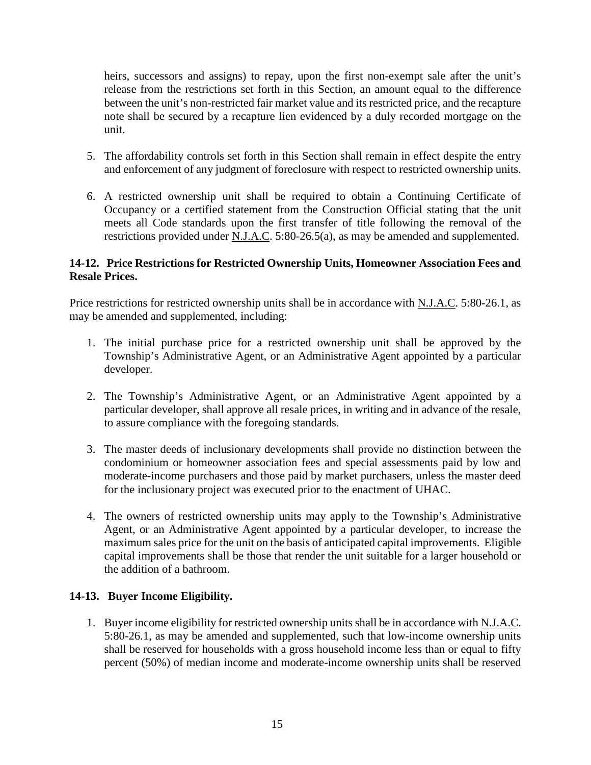heirs, successors and assigns) to repay, upon the first non-exempt sale after the unit's release from the restrictions set forth in this Section, an amount equal to the difference between the unit's non-restricted fair market value and its restricted price, and the recapture note shall be secured by a recapture lien evidenced by a duly recorded mortgage on the unit.

5. The affordability controls set forth in this Section shall remain in effect despite the entry and enforcement of any judgment of foreclosure with respect to restricted ownership units.

6. A restricted ownership unit shall be required to obtain a Continuing Certificate of Occupancy or a certified statement from the Construction Official stating that the unit meets all Code standards upon the first transfer of title following the removal of the restrictions provided under N.J.A.C. 5:80-26.5(a), as may be amended and supplemented.

**14-12. Price Restrictions for Restricted Ownership Units, Homeowner Association Fees and Resale Prices.**

Price restrictions for restricted ownership units shall be in accordance with N.J.A.C. 5:80-26.1, as may be amended and supplemented, including:

1. The initial purchase price for a restricted ownership unit shall be approved by the Township's Administrative Agent, or an Administrative Agent appointed by a particular developer.

2. The Township's Administrative Agent, or an Administrative Agent appointed by a particular developer, shall approve all resale prices, in writing and in advance of the resale, to assure compliance with the foregoing standards.

3. The master deeds of inclusionary developments shall provide no distinction between the condominium or homeowner association fees and special assessments paid by low and moderate-income purchasers and those paid by market purchasers, unless the master deed for the inclusionary project was executed prior to the enactment of UHAC.

4. The owners of restricted ownership units may apply to the Township's Administrative Agent, or an Administrative Agent appointed by a particular developer, to increase the maximum sales price for the unit on the basis of anticipated capital improvements. Eligible capital improvements shall be those that render the unit suitable for a larger household or the addition of a bathroom.

**14-13. Buyer Income Eligibility.**

1. Buyer income eligibility for restricted ownership units shall be in accordance with N.J.A.C. 5:80-26.1, as may be amended and supplemented, such that low-income ownership units shall be reserved for households with a gross household income less than or equal to fifty percent (50%) of median income and moderate-income ownership units shall be reserved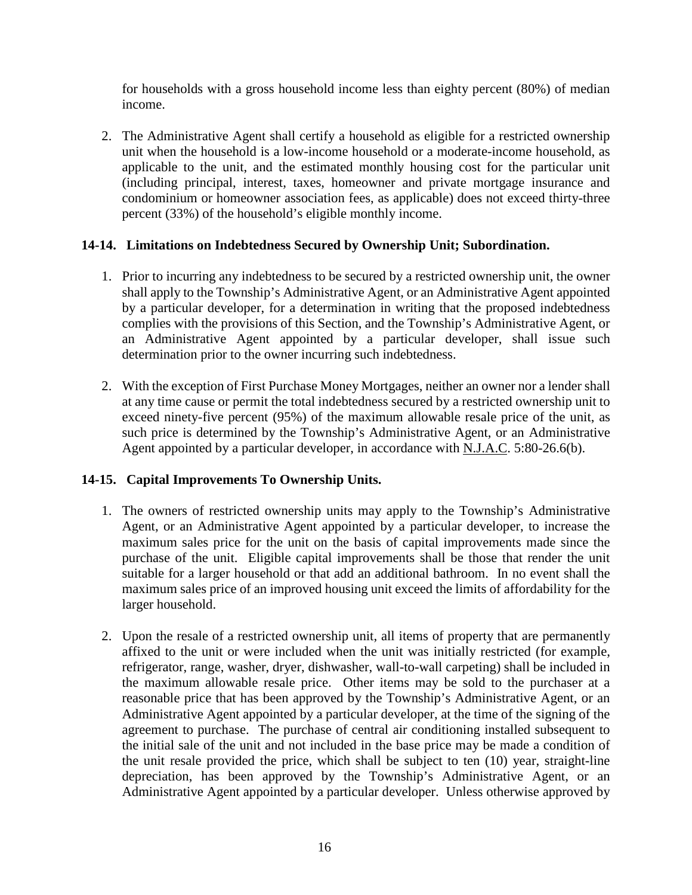for households with a gross household income less than eighty percent (80%) of median income.

2. The Administrative Agent shall certify a household as eligible for a restricted ownership unit when the household is a low-income household or a moderate-income household, as applicable to the unit, and the estimated monthly housing cost for the particular unit (including principal, interest, taxes, homeowner and private mortgage insurance and condominium or homeowner association fees, as applicable) does not exceed thirty-three percent (33%) of the household's eligible monthly income.

### 14-14. Limitations on Indebtedness Secured by Ownership Unit; Subordination.

1. Prior to incurring any indebtedness to be secured by a restricted ownership unit, the owner shall apply to the Township's Administrative Agent, or an Administrative Agent appointed by a particular developer, for a determination in writing that the proposed indebtedness complies with the provisions of this Section, and the Township's Administrative Agent, or an Administrative Agent appointed by a particular developer, shall issue such determination prior to the owner incurring such indebtedness.

2. With the exception of First Purchase Money Mortgages, neither an owner nor a lender shall at any time cause or permit the total indebtedness secured by a restricted ownership unit to exceed ninety-five percent (95%) of the maximum allowable resale price of the unit, as such price is determined by the Township's Administrative Agent, or an Administrative Agent appointed by a particular developer, in accordance with N.J.A.C. 5:80-26.6(b).

### 14-15. Capital Improvements To Ownership Units.

1. The owners of restricted ownership units may apply to the Township's Administrative Agent, or an Administrative Agent appointed by a particular developer, to increase the maximum sales price for the unit on the basis of capital improvements made since the purchase of the unit. Eligible capital improvements shall be those that render the unit suitable for a larger household or that add an additional bathroom. In no event shall the maximum sales price of an improved housing unit exceed the limits of affordability for the larger household.

2. Upon the resale of a restricted ownership unit, all items of property that are permanently affixed to the unit or were included when the unit was initially restricted (for example, refrigerator, range, washer, dryer, dishwasher, wall-to-wall carpeting) shall be included in the maximum allowable resale price. Other items may be sold to the purchaser at a reasonable price that has been approved by the Township's Administrative Agent, or an Administrative Agent appointed by a particular developer, at the time of the signing of the agreement to purchase. The purchase of central air conditioning installed subsequent to the initial sale of the unit and not included in the base price may be made a condition of the unit resale provided the price, which shall be subject to ten (10) year, straight-line depreciation, has been approved by the Township's Administrative Agent, or an Administrative Agent appointed by a particular developer. Unless otherwise approved by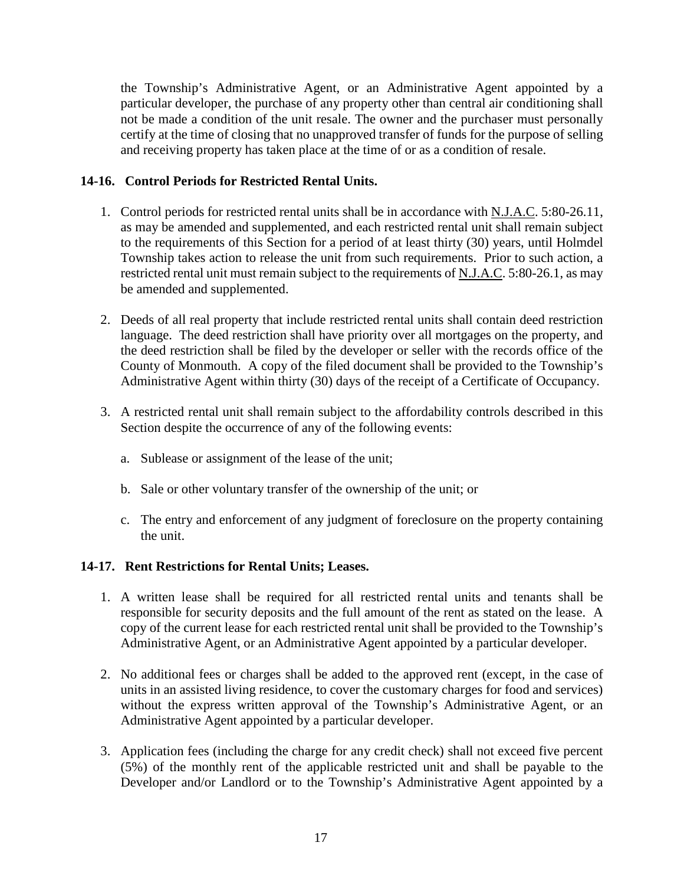the Township's Administrative Agent, or an Administrative Agent appointed by a particular developer, the purchase of any property other than central air conditioning shall not be made a condition of the unit resale. The owner and the purchaser must personally certify at the time of closing that no unapproved transfer of funds for the purpose of selling and receiving property has taken place at the time of or as a condition of resale.

### 14-16. Control Periods for Restricted Rental Units.

1. Control periods for restricted rental units shall be in accordance with N.J.A.C. 5:80-26.11, as may be amended and supplemented, and each restricted rental unit shall remain subject to the requirements of this Section for a period of at least thirty (30) years, until Holmdel Township takes action to release the unit from such requirements. Prior to such action, a restricted rental unit must remain subject to the requirements of N.J.A.C. 5:80-26.1, as may be amended and supplemented.

2. Deeds of all real property that include restricted rental units shall contain deed restriction language. The deed restriction shall have priority over all mortgages on the property, and the deed restriction shall be filed by the developer or seller with the records office of the County of Monmouth. A copy of the filed document shall be provided to the Township's Administrative Agent within thirty (30) days of the receipt of a Certificate of Occupancy.

3. A restricted rental unit shall remain subject to the affordability controls described in this Section despite the occurrence of any of the following events:

   a. Sublease or assignment of the lease of the unit;

   b. Sale or other voluntary transfer of the ownership of the unit; or

   c. The entry and enforcement of any judgment of foreclosure on the property containing the unit.

### 14-17. Rent Restrictions for Rental Units; Leases.

1. A written lease shall be required for all restricted rental units and tenants shall be responsible for security deposits and the full amount of the rent as stated on the lease. A copy of the current lease for each restricted rental unit shall be provided to the Township's Administrative Agent, or an Administrative Agent appointed by a particular developer.

2. No additional fees or charges shall be added to the approved rent (except, in the case of units in an assisted living residence, to cover the customary charges for food and services) without the express written approval of the Township's Administrative Agent, or an Administrative Agent appointed by a particular developer.

3. Application fees (including the charge for any credit check) shall not exceed five percent (5%) of the monthly rent of the applicable restricted unit and shall be payable to the Developer and/or Landlord or to the Township's Administrative Agent appointed by a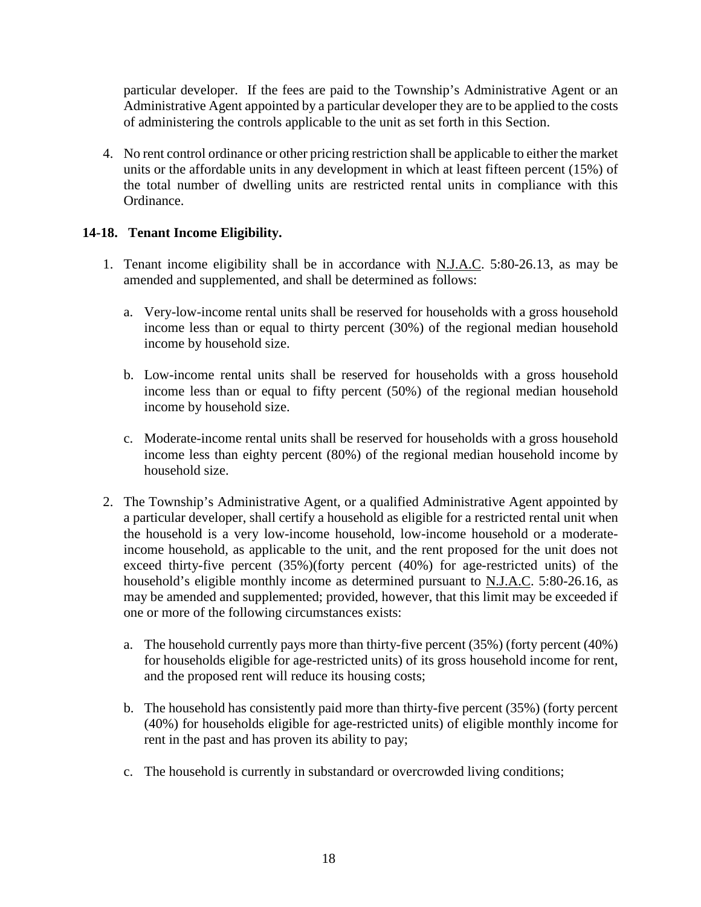particular developer. If the fees are paid to the Township's Administrative Agent or an Administrative Agent appointed by a particular developer they are to be applied to the costs of administering the controls applicable to the unit as set forth in this Section.

4. No rent control ordinance or other pricing restriction shall be applicable to either the market units or the affordable units in any development in which at least fifteen percent (15%) of the total number of dwelling units are restricted rental units in compliance with this Ordinance.

### 14-18. Tenant Income Eligibility.

1. Tenant income eligibility shall be in accordance with N.J.A.C. 5:80-26.13, as may be amended and supplemented, and shall be determined as follows:

   a. Very-low-income rental units shall be reserved for households with a gross household income less than or equal to thirty percent (30%) of the regional median household income by household size.

   b. Low-income rental units shall be reserved for households with a gross household income less than or equal to fifty percent (50%) of the regional median household income by household size.

   c. Moderate-income rental units shall be reserved for households with a gross household income less than eighty percent (80%) of the regional median household income by household size.

2. The Township's Administrative Agent, or a qualified Administrative Agent appointed by a particular developer, shall certify a household as eligible for a restricted rental unit when the household is a very low-income household, low-income household or a moderate-income household, as applicable to the unit, and the rent proposed for the unit does not exceed thirty-five percent (35%)(forty percent (40%) for age-restricted units) of the household's eligible monthly income as determined pursuant to N.J.A.C. 5:80-26.16, as may be amended and supplemented; provided, however, that this limit may be exceeded if one or more of the following circumstances exists:

   a. The household currently pays more than thirty-five percent (35%) (forty percent (40%) for households eligible for age-restricted units) of its gross household income for rent, and the proposed rent will reduce its housing costs;

   b. The household has consistently paid more than thirty-five percent (35%) (forty percent (40%) for households eligible for age-restricted units) of eligible monthly income for rent in the past and has proven its ability to pay;

   c. The household is currently in substandard or overcrowded living conditions;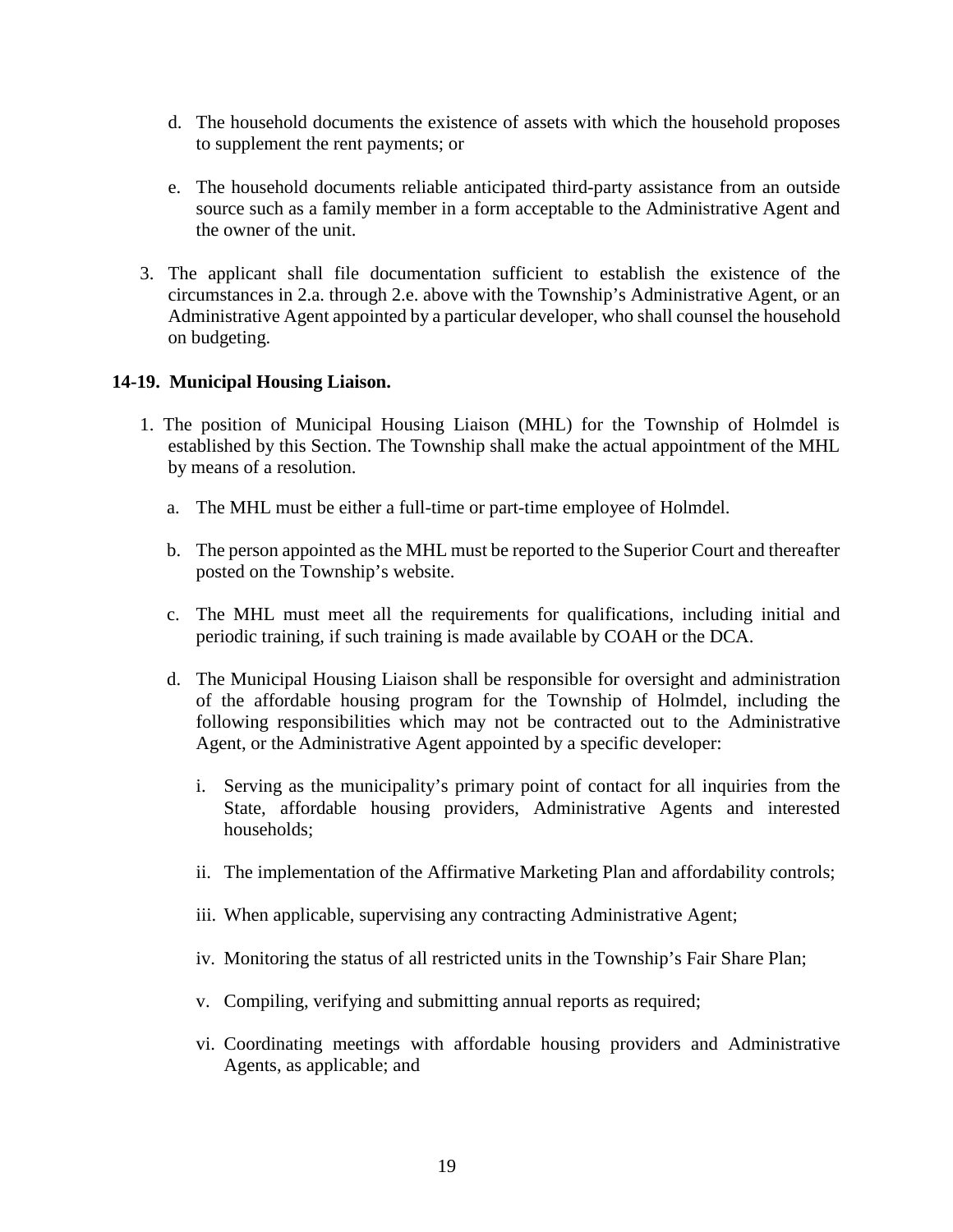d. The household documents the existence of assets with which the household proposes to supplement the rent payments; or

e. The household documents reliable anticipated third-party assistance from an outside source such as a family member in a form acceptable to the Administrative Agent and the owner of the unit.

3. The applicant shall file documentation sufficient to establish the existence of the circumstances in 2.a. through 2.e. above with the Township's Administrative Agent, or an Administrative Agent appointed by a particular developer, who shall counsel the household on budgeting.

**14-19. Municipal Housing Liaison.**

1. The position of Municipal Housing Liaison (MHL) for the Township of Holmdel is established by this Section. The Township shall make the actual appointment of the MHL by means of a resolution.

   a. The MHL must be either a full-time or part-time employee of Holmdel.

   b. The person appointed as the MHL must be reported to the Superior Court and thereafter posted on the Township's website.

   c. The MHL must meet all the requirements for qualifications, including initial and periodic training, if such training is made available by COAH or the DCA.

   d. The Municipal Housing Liaison shall be responsible for oversight and administration of the affordable housing program for the Township of Holmdel, including the following responsibilities which may not be contracted out to the Administrative Agent, or the Administrative Agent appointed by a specific developer:

      i. Serving as the municipality's primary point of contact for all inquiries from the State, affordable housing providers, Administrative Agents and interested households;

      ii. The implementation of the Affirmative Marketing Plan and affordability controls;

      iii. When applicable, supervising any contracting Administrative Agent;

      iv. Monitoring the status of all restricted units in the Township's Fair Share Plan;

      v. Compiling, verifying and submitting annual reports as required;

      vi. Coordinating meetings with affordable housing providers and Administrative Agents, as applicable; and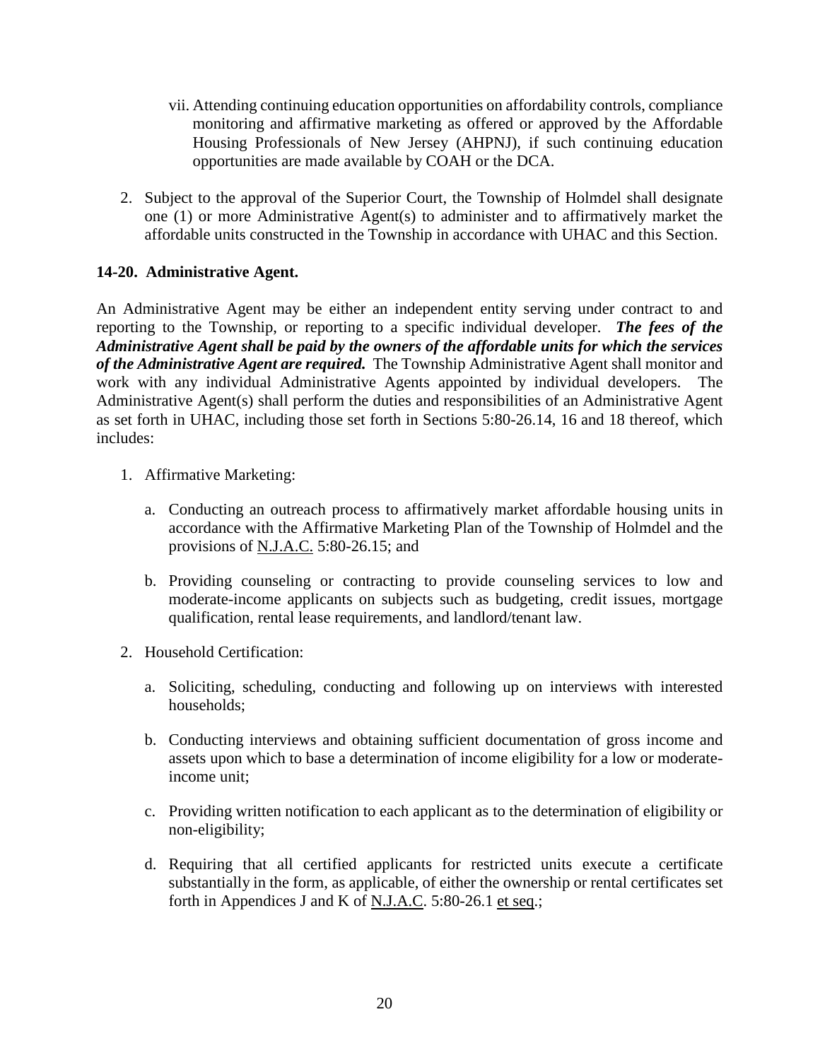vii. Attending continuing education opportunities on affordability controls, compliance monitoring and affirmative marketing as offered or approved by the Affordable Housing Professionals of New Jersey (AHPNJ), if such continuing education opportunities are made available by COAH or the DCA.

2. Subject to the approval of the Superior Court, the Township of Holmdel shall designate one (1) or more Administrative Agent(s) to administer and to affirmatively market the affordable units constructed in the Township in accordance with UHAC and this Section.

**14-20. Administrative Agent.**

An Administrative Agent may be either an independent entity serving under contract to and reporting to the Township, or reporting to a specific individual developer. ***The fees of the Administrative Agent shall be paid by the owners of the affordable units for which the services of the Administrative Agent are required.*** The Township Administrative Agent shall monitor and work with any individual Administrative Agents appointed by individual developers. The Administrative Agent(s) shall perform the duties and responsibilities of an Administrative Agent as set forth in UHAC, including those set forth in Sections 5:80-26.14, 16 and 18 thereof, which includes:

1. Affirmative Marketing:

   a. Conducting an outreach process to affirmatively market affordable housing units in accordance with the Affirmative Marketing Plan of the Township of Holmdel and the provisions of N.J.A.C. 5:80-26.15; and

   b. Providing counseling or contracting to provide counseling services to low and moderate-income applicants on subjects such as budgeting, credit issues, mortgage qualification, rental lease requirements, and landlord/tenant law.

2. Household Certification:

   a. Soliciting, scheduling, conducting and following up on interviews with interested households;

   b. Conducting interviews and obtaining sufficient documentation of gross income and assets upon which to base a determination of income eligibility for a low or moderate-income unit;

   c. Providing written notification to each applicant as to the determination of eligibility or non-eligibility;

   d. Requiring that all certified applicants for restricted units execute a certificate substantially in the form, as applicable, of either the ownership or rental certificates set forth in Appendices J and K of N.J.A.C. 5:80-26.1 et seq.;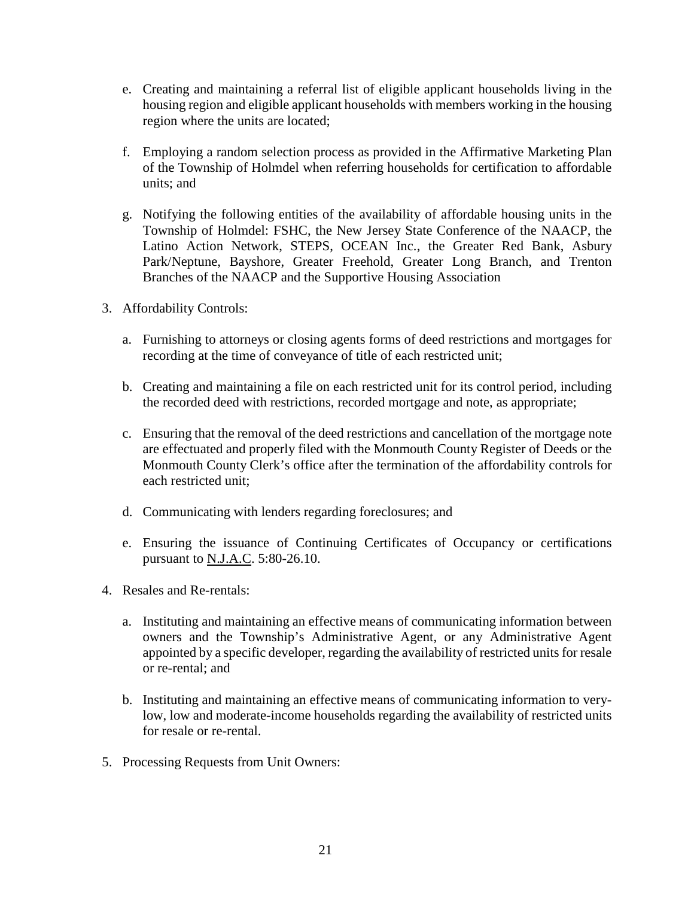e. Creating and maintaining a referral list of eligible applicant households living in the housing region and eligible applicant households with members working in the housing region where the units are located;

f. Employing a random selection process as provided in the Affirmative Marketing Plan of the Township of Holmdel when referring households for certification to affordable units; and

g. Notifying the following entities of the availability of affordable housing units in the Township of Holmdel: FSHC, the New Jersey State Conference of the NAACP, the Latino Action Network, STEPS, OCEAN Inc., the Greater Red Bank, Asbury Park/Neptune, Bayshore, Greater Freehold, Greater Long Branch, and Trenton Branches of the NAACP and the Supportive Housing Association

3. Affordability Controls:

   a. Furnishing to attorneys or closing agents forms of deed restrictions and mortgages for recording at the time of conveyance of title of each restricted unit;

   b. Creating and maintaining a file on each restricted unit for its control period, including the recorded deed with restrictions, recorded mortgage and note, as appropriate;

   c. Ensuring that the removal of the deed restrictions and cancellation of the mortgage note are effectuated and properly filed with the Monmouth County Register of Deeds or the Monmouth County Clerk's office after the termination of the affordability controls for each restricted unit;

   d. Communicating with lenders regarding foreclosures; and

   e. Ensuring the issuance of Continuing Certificates of Occupancy or certifications pursuant to N.J.A.C. 5:80-26.10.

4. Resales and Re-rentals:

   a. Instituting and maintaining an effective means of communicating information between owners and the Township's Administrative Agent, or any Administrative Agent appointed by a specific developer, regarding the availability of restricted units for resale or re-rental; and

   b. Instituting and maintaining an effective means of communicating information to very-low, low and moderate-income households regarding the availability of restricted units for resale or re-rental.

5. Processing Requests from Unit Owners: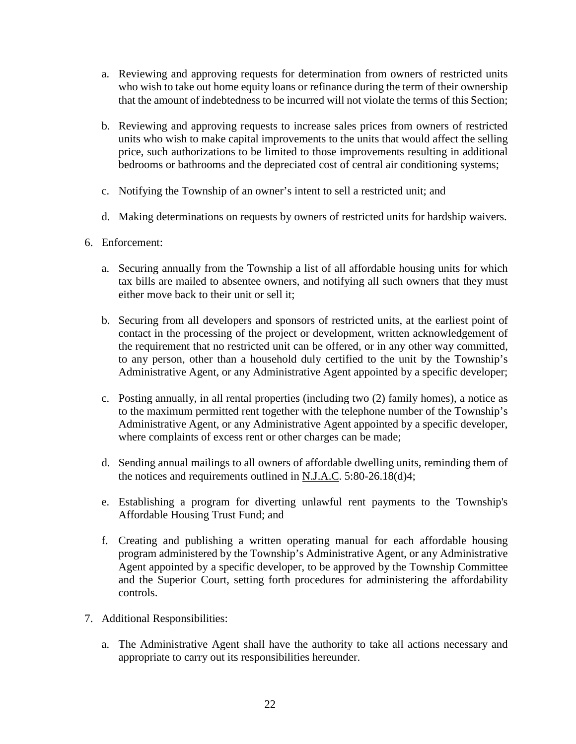a. Reviewing and approving requests for determination from owners of restricted units who wish to take out home equity loans or refinance during the term of their ownership that the amount of indebtedness to be incurred will not violate the terms of this Section;

b. Reviewing and approving requests to increase sales prices from owners of restricted units who wish to make capital improvements to the units that would affect the selling price, such authorizations to be limited to those improvements resulting in additional bedrooms or bathrooms and the depreciated cost of central air conditioning systems;

c. Notifying the Township of an owner's intent to sell a restricted unit; and

d. Making determinations on requests by owners of restricted units for hardship waivers.

6. Enforcement:

   a. Securing annually from the Township a list of all affordable housing units for which tax bills are mailed to absentee owners, and notifying all such owners that they must either move back to their unit or sell it;

   b. Securing from all developers and sponsors of restricted units, at the earliest point of contact in the processing of the project or development, written acknowledgement of the requirement that no restricted unit can be offered, or in any other way committed, to any person, other than a household duly certified to the unit by the Township's Administrative Agent, or any Administrative Agent appointed by a specific developer;

   c. Posting annually, in all rental properties (including two (2) family homes), a notice as to the maximum permitted rent together with the telephone number of the Township's Administrative Agent, or any Administrative Agent appointed by a specific developer, where complaints of excess rent or other charges can be made;

   d. Sending annual mailings to all owners of affordable dwelling units, reminding them of the notices and requirements outlined in N.J.A.C. 5:80-26.18(d)4;

   e. Establishing a program for diverting unlawful rent payments to the Township's Affordable Housing Trust Fund; and

   f. Creating and publishing a written operating manual for each affordable housing program administered by the Township's Administrative Agent, or any Administrative Agent appointed by a specific developer, to be approved by the Township Committee and the Superior Court, setting forth procedures for administering the affordability controls.

7. Additional Responsibilities:

   a. The Administrative Agent shall have the authority to take all actions necessary and appropriate to carry out its responsibilities hereunder.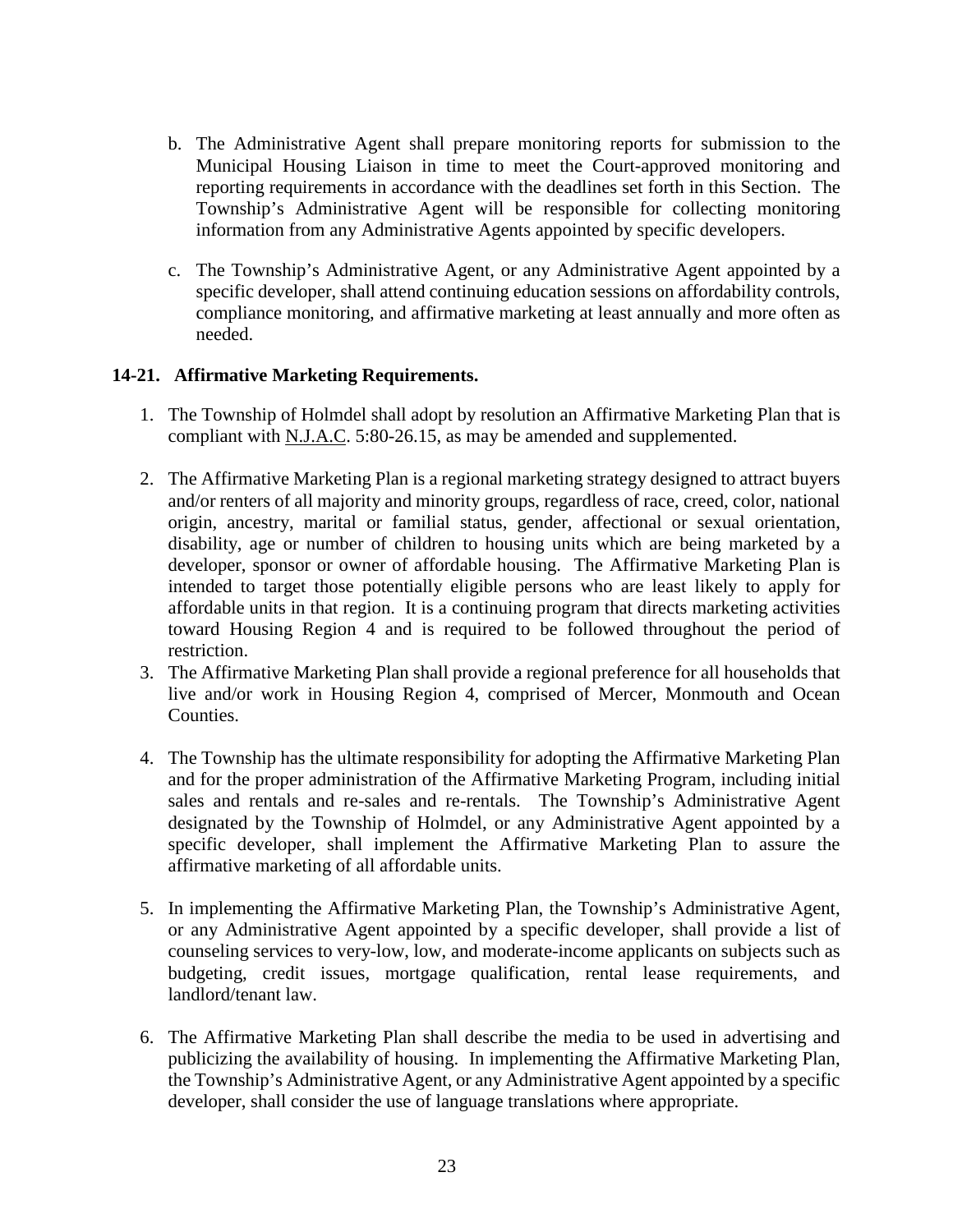b. The Administrative Agent shall prepare monitoring reports for submission to the Municipal Housing Liaison in time to meet the Court-approved monitoring and reporting requirements in accordance with the deadlines set forth in this Section. The Township's Administrative Agent will be responsible for collecting monitoring information from any Administrative Agents appointed by specific developers.

c. The Township's Administrative Agent, or any Administrative Agent appointed by a specific developer, shall attend continuing education sessions on affordability controls, compliance monitoring, and affirmative marketing at least annually and more often as needed.

### 14-21. Affirmative Marketing Requirements.

1. The Township of Holmdel shall adopt by resolution an Affirmative Marketing Plan that is compliant with N.J.A.C. 5:80-26.15, as may be amended and supplemented.

2. The Affirmative Marketing Plan is a regional marketing strategy designed to attract buyers and/or renters of all majority and minority groups, regardless of race, creed, color, national origin, ancestry, marital or familial status, gender, affectional or sexual orientation, disability, age or number of children to housing units which are being marketed by a developer, sponsor or owner of affordable housing. The Affirmative Marketing Plan is intended to target those potentially eligible persons who are least likely to apply for affordable units in that region. It is a continuing program that directs marketing activities toward Housing Region 4 and is required to be followed throughout the period of restriction.

3. The Affirmative Marketing Plan shall provide a regional preference for all households that live and/or work in Housing Region 4, comprised of Mercer, Monmouth and Ocean Counties.

4. The Township has the ultimate responsibility for adopting the Affirmative Marketing Plan and for the proper administration of the Affirmative Marketing Program, including initial sales and rentals and re-sales and re-rentals. The Township's Administrative Agent designated by the Township of Holmdel, or any Administrative Agent appointed by a specific developer, shall implement the Affirmative Marketing Plan to assure the affirmative marketing of all affordable units.

5. In implementing the Affirmative Marketing Plan, the Township's Administrative Agent, or any Administrative Agent appointed by a specific developer, shall provide a list of counseling services to very-low, low, and moderate-income applicants on subjects such as budgeting, credit issues, mortgage qualification, rental lease requirements, and landlord/tenant law.

6. The Affirmative Marketing Plan shall describe the media to be used in advertising and publicizing the availability of housing. In implementing the Affirmative Marketing Plan, the Township's Administrative Agent, or any Administrative Agent appointed by a specific developer, shall consider the use of language translations where appropriate.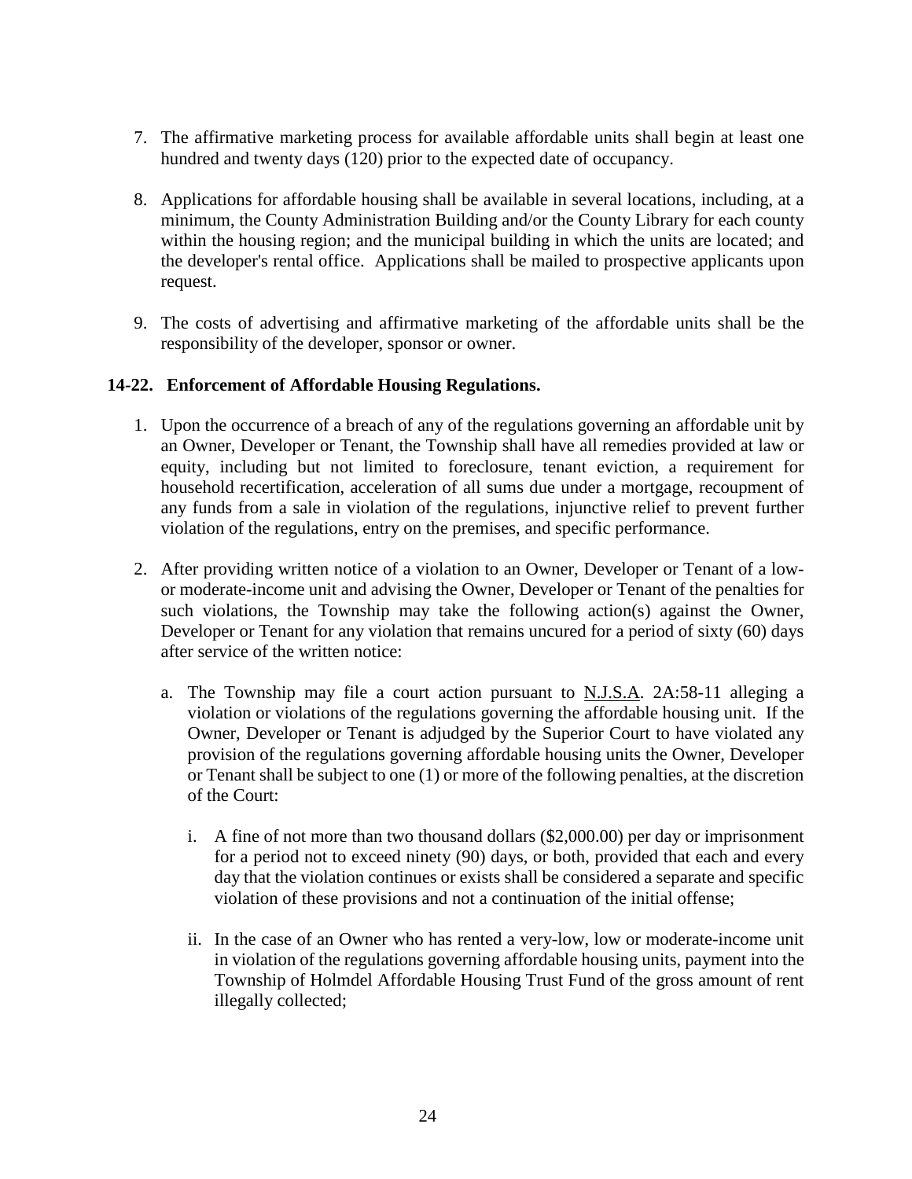7. The affirmative marketing process for available affordable units shall begin at least one hundred and twenty days (120) prior to the expected date of occupancy.

8. Applications for affordable housing shall be available in several locations, including, at a minimum, the County Administration Building and/or the County Library for each county within the housing region; and the municipal building in which the units are located; and the developer's rental office. Applications shall be mailed to prospective applicants upon request.

9. The costs of advertising and affirmative marketing of the affordable units shall be the responsibility of the developer, sponsor or owner.

### 14-22. Enforcement of Affordable Housing Regulations.

1. Upon the occurrence of a breach of any of the regulations governing an affordable unit by an Owner, Developer or Tenant, the Township shall have all remedies provided at law or equity, including but not limited to foreclosure, tenant eviction, a requirement for household recertification, acceleration of all sums due under a mortgage, recoupment of any funds from a sale in violation of the regulations, injunctive relief to prevent further violation of the regulations, entry on the premises, and specific performance.

2. After providing written notice of a violation to an Owner, Developer or Tenant of a low- or moderate-income unit and advising the Owner, Developer or Tenant of the penalties for such violations, the Township may take the following action(s) against the Owner, Developer or Tenant for any violation that remains uncured for a period of sixty (60) days after service of the written notice:

   a. The Township may file a court action pursuant to N.J.S.A. 2A:58-11 alleging a violation or violations of the regulations governing the affordable housing unit. If the Owner, Developer or Tenant is adjudged by the Superior Court to have violated any provision of the regulations governing affordable housing units the Owner, Developer or Tenant shall be subject to one (1) or more of the following penalties, at the discretion of the Court:

      i. A fine of not more than two thousand dollars ($2,000.00) per day or imprisonment for a period not to exceed ninety (90) days, or both, provided that each and every day that the violation continues or exists shall be considered a separate and specific violation of these provisions and not a continuation of the initial offense;

      ii. In the case of an Owner who has rented a very-low, low or moderate-income unit in violation of the regulations governing affordable housing units, payment into the Township of Holmdel Affordable Housing Trust Fund of the gross amount of rent illegally collected;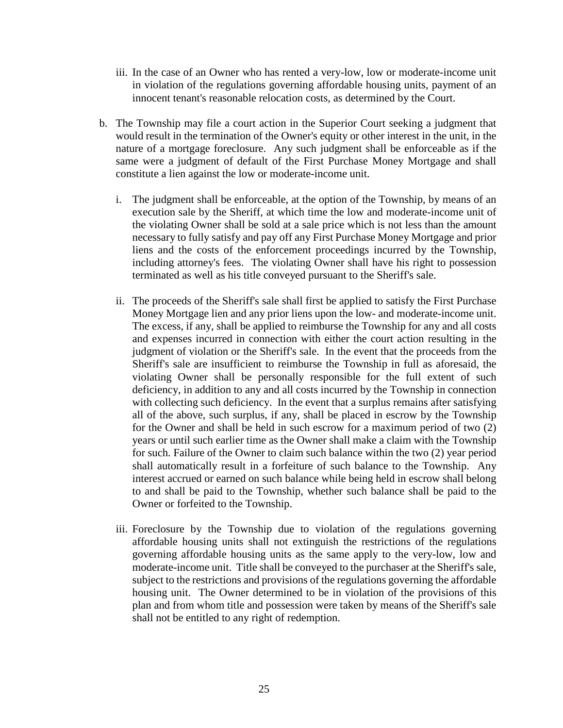iii. In the case of an Owner who has rented a very-low, low or moderate-income unit in violation of the regulations governing affordable housing units, payment of an innocent tenant's reasonable relocation costs, as determined by the Court.

b. The Township may file a court action in the Superior Court seeking a judgment that would result in the termination of the Owner's equity or other interest in the unit, in the nature of a mortgage foreclosure. Any such judgment shall be enforceable as if the same were a judgment of default of the First Purchase Money Mortgage and shall constitute a lien against the low or moderate-income unit.

   i. The judgment shall be enforceable, at the option of the Township, by means of an execution sale by the Sheriff, at which time the low and moderate-income unit of the violating Owner shall be sold at a sale price which is not less than the amount necessary to fully satisfy and pay off any First Purchase Money Mortgage and prior liens and the costs of the enforcement proceedings incurred by the Township, including attorney's fees. The violating Owner shall have his right to possession terminated as well as his title conveyed pursuant to the Sheriff's sale.

   ii. The proceeds of the Sheriff's sale shall first be applied to satisfy the First Purchase Money Mortgage lien and any prior liens upon the low- and moderate-income unit. The excess, if any, shall be applied to reimburse the Township for any and all costs and expenses incurred in connection with either the court action resulting in the judgment of violation or the Sheriff's sale. In the event that the proceeds from the Sheriff's sale are insufficient to reimburse the Township in full as aforesaid, the violating Owner shall be personally responsible for the full extent of such deficiency, in addition to any and all costs incurred by the Township in connection with collecting such deficiency. In the event that a surplus remains after satisfying all of the above, such surplus, if any, shall be placed in escrow by the Township for the Owner and shall be held in such escrow for a maximum period of two (2) years or until such earlier time as the Owner shall make a claim with the Township for such. Failure of the Owner to claim such balance within the two (2) year period shall automatically result in a forfeiture of such balance to the Township. Any interest accrued or earned on such balance while being held in escrow shall belong to and shall be paid to the Township, whether such balance shall be paid to the Owner or forfeited to the Township.

   iii. Foreclosure by the Township due to violation of the regulations governing affordable housing units shall not extinguish the restrictions of the regulations governing affordable housing units as the same apply to the very-low, low and moderate-income unit. Title shall be conveyed to the purchaser at the Sheriff's sale, subject to the restrictions and provisions of the regulations governing the affordable housing unit. The Owner determined to be in violation of the provisions of this plan and from whom title and possession were taken by means of the Sheriff's sale shall not be entitled to any right of redemption.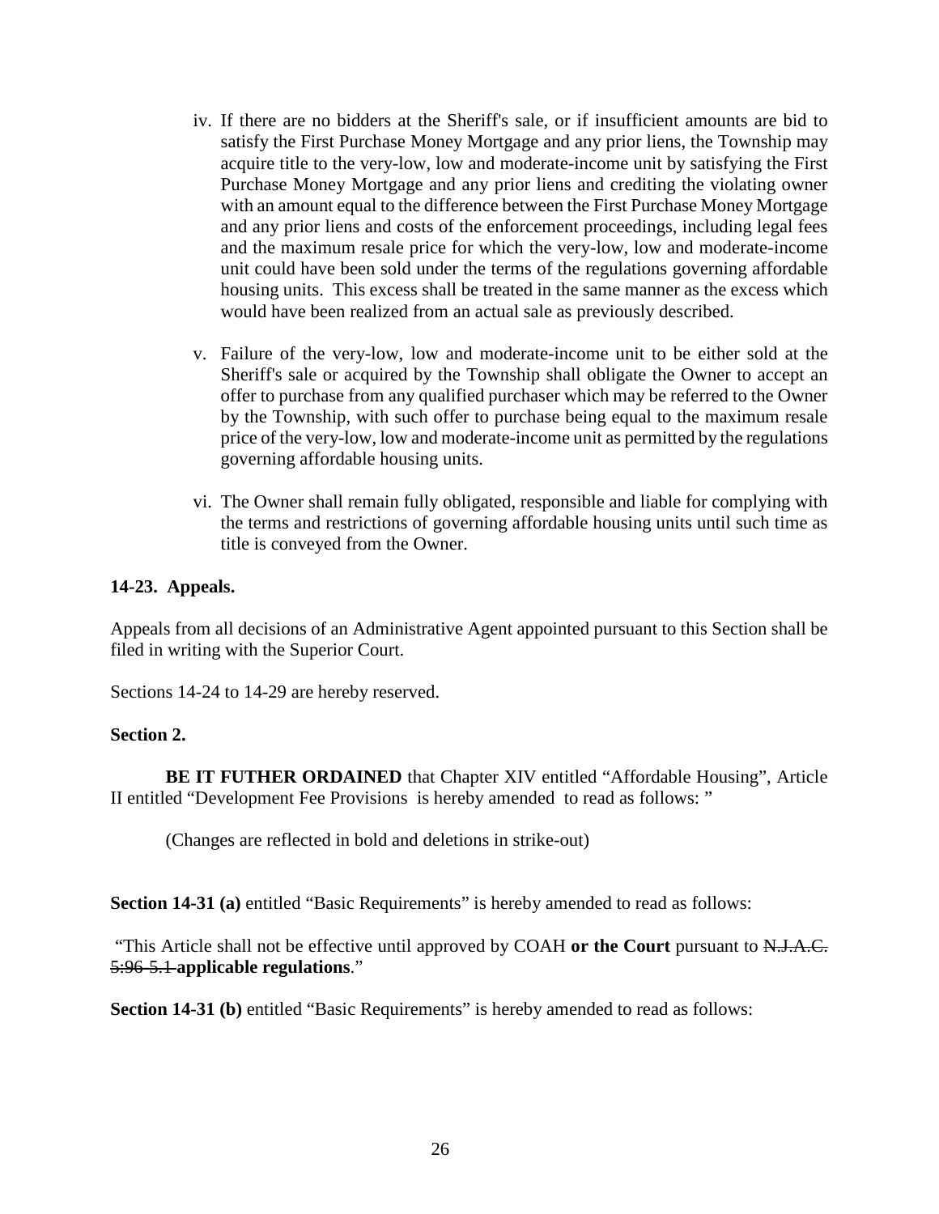iv. If there are no bidders at the Sheriff's sale, or if insufficient amounts are bid to satisfy the First Purchase Money Mortgage and any prior liens, the Township may acquire title to the very-low, low and moderate-income unit by satisfying the First Purchase Money Mortgage and any prior liens and crediting the violating owner with an amount equal to the difference between the First Purchase Money Mortgage and any prior liens and costs of the enforcement proceedings, including legal fees and the maximum resale price for which the very-low, low and moderate-income unit could have been sold under the terms of the regulations governing affordable housing units. This excess shall be treated in the same manner as the excess which would have been realized from an actual sale as previously described.

v. Failure of the very-low, low and moderate-income unit to be either sold at the Sheriff's sale or acquired by the Township shall obligate the Owner to accept an offer to purchase from any qualified purchaser which may be referred to the Owner by the Township, with such offer to purchase being equal to the maximum resale price of the very-low, low and moderate-income unit as permitted by the regulations governing affordable housing units.

vi. The Owner shall remain fully obligated, responsible and liable for complying with the terms and restrictions of governing affordable housing units until such time as title is conveyed from the Owner.

**14-23. Appeals.**

Appeals from all decisions of an Administrative Agent appointed pursuant to this Section shall be filed in writing with the Superior Court.

Sections 14-24 to 14-29 are hereby reserved.

**Section 2.**

**BE IT FUTHER ORDAINED** that Chapter XIV entitled "Affordable Housing", Article II entitled "Development Fee Provisions is hereby amended to read as follows: "

(Changes are reflected in bold and deletions in strike-out)

**Section 14-31 (a)** entitled "Basic Requirements" is hereby amended to read as follows:

"This Article shall not be effective until approved by COAH **or the Court** pursuant to ~~N.J.A.C. 5:96-5.1~~ **applicable regulations**."

**Section 14-31 (b)** entitled "Basic Requirements" is hereby amended to read as follows: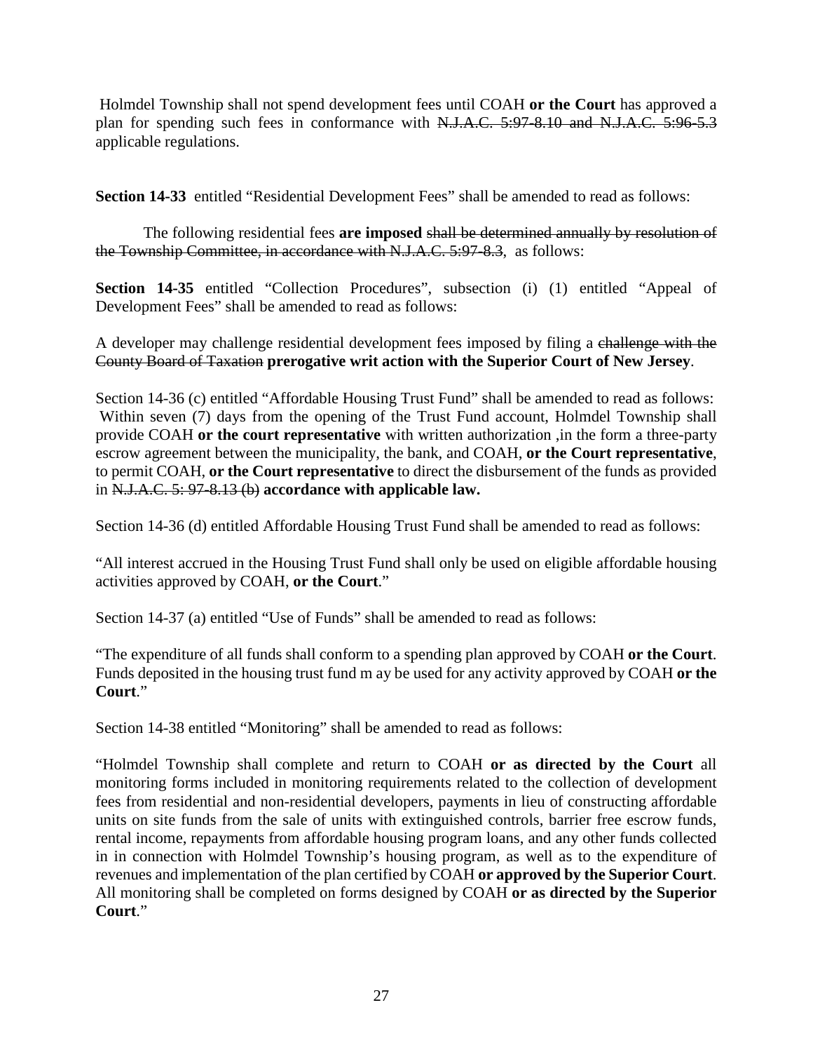Holmdel Township shall not spend development fees until COAH **or the Court** has approved a plan for spending such fees in conformance with ~~N.J.A.C. 5:97-8.10 and N.J.A.C. 5:96-5.3~~ applicable regulations.

**Section 14-33** entitled "Residential Development Fees" shall be amended to read as follows:

The following residential fees **are imposed** ~~shall be determined annually by resolution of the Township Committee, in accordance with N.J.A.C. 5:97-8.3~~, as follows:

**Section 14-35** entitled "Collection Procedures", subsection (i) (1) entitled "Appeal of Development Fees" shall be amended to read as follows:

A developer may challenge residential development fees imposed by filing a ~~challenge with the County Board of Taxation~~ **prerogative writ action with the Superior Court of New Jersey**.

Section 14-36 (c) entitled "Affordable Housing Trust Fund" shall be amended to read as follows: Within seven (7) days from the opening of the Trust Fund account, Holmdel Township shall provide COAH **or the court representative** with written authorization ,in the form a three-party escrow agreement between the municipality, the bank, and COAH, **or the Court representative**, to permit COAH, **or the Court representative** to direct the disbursement of the funds as provided in ~~N.J.A.C. 5: 97-8.13 (b)~~ **accordance with applicable law.**

Section 14-36 (d) entitled Affordable Housing Trust Fund shall be amended to read as follows:

"All interest accrued in the Housing Trust Fund shall only be used on eligible affordable housing activities approved by COAH, **or the Court**."

Section 14-37 (a) entitled "Use of Funds" shall be amended to read as follows:

"The expenditure of all funds shall conform to a spending plan approved by COAH **or the Court**. Funds deposited in the housing trust fund m ay be used for any activity approved by COAH **or the Court**."

Section 14-38 entitled "Monitoring" shall be amended to read as follows:

"Holmdel Township shall complete and return to COAH **or as directed by the Court** all monitoring forms included in monitoring requirements related to the collection of development fees from residential and non-residential developers, payments in lieu of constructing affordable units on site funds from the sale of units with extinguished controls, barrier free escrow funds, rental income, repayments from affordable housing program loans, and any other funds collected in in connection with Holmdel Township's housing program, as well as to the expenditure of revenues and implementation of the plan certified by COAH **or approved by the Superior Court**. All monitoring shall be completed on forms designed by COAH **or as directed by the Superior Court**."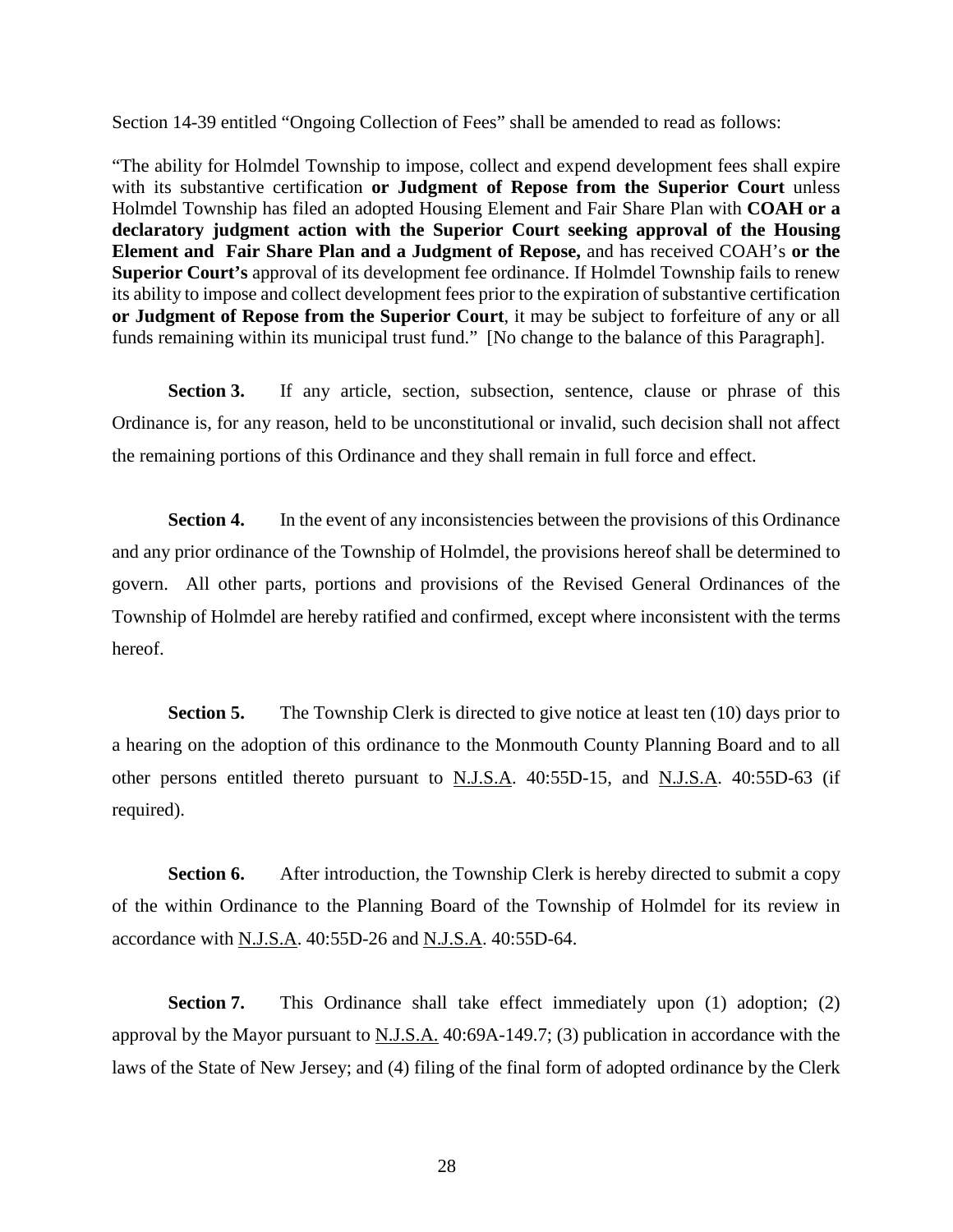Section 14-39 entitled “Ongoing Collection of Fees” shall be amended to read as follows:

“The ability for Holmdel Township to impose, collect and expend development fees shall expire with its substantive certification **or Judgment of Repose from the Superior Court** unless Holmdel Township has filed an adopted Housing Element and Fair Share Plan with **COAH or a declaratory judgment action with the Superior Court seeking approval of the Housing Element and Fair Share Plan and a Judgment of Repose,** and has received COAH’s **or the Superior Court’s** approval of its development fee ordinance. If Holmdel Township fails to renew its ability to impose and collect development fees prior to the expiration of substantive certification **or Judgment of Repose from the Superior Court**, it may be subject to forfeiture of any or all funds remaining within its municipal trust fund.” [No change to the balance of this Paragraph].

**Section 3.** If any article, section, subsection, sentence, clause or phrase of this Ordinance is, for any reason, held to be unconstitutional or invalid, such decision shall not affect the remaining portions of this Ordinance and they shall remain in full force and effect.

**Section 4.** In the event of any inconsistencies between the provisions of this Ordinance and any prior ordinance of the Township of Holmdel, the provisions hereof shall be determined to govern. All other parts, portions and provisions of the Revised General Ordinances of the Township of Holmdel are hereby ratified and confirmed, except where inconsistent with the terms hereof.

**Section 5.** The Township Clerk is directed to give notice at least ten (10) days prior to a hearing on the adoption of this ordinance to the Monmouth County Planning Board and to all other persons entitled thereto pursuant to N.J.S.A. 40:55D-15, and N.J.S.A. 40:55D-63 (if required).

**Section 6.** After introduction, the Township Clerk is hereby directed to submit a copy of the within Ordinance to the Planning Board of the Township of Holmdel for its review in accordance with N.J.S.A. 40:55D-26 and N.J.S.A. 40:55D-64.

**Section 7.** This Ordinance shall take effect immediately upon (1) adoption; (2) approval by the Mayor pursuant to N.J.S.A. 40:69A-149.7; (3) publication in accordance with the laws of the State of New Jersey; and (4) filing of the final form of adopted ordinance by the Clerk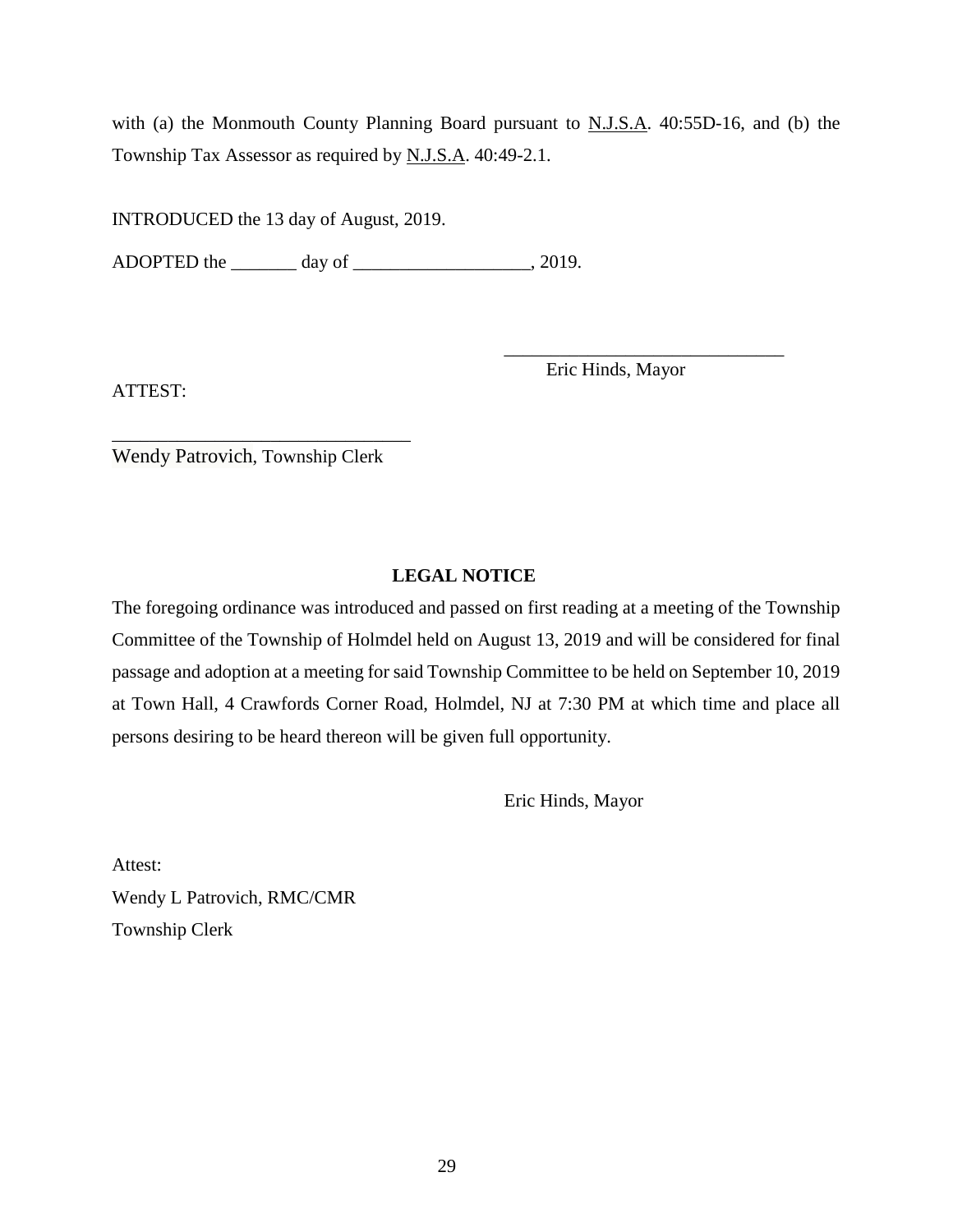with (a) the Monmouth County Planning Board pursuant to N.J.S.A. 40:55D-16, and (b) the Township Tax Assessor as required by N.J.S.A. 40:49-2.1.

INTRODUCED the 13 day of August, 2019.

ADOPTED the _______ day of ___________________, 2019.

_______________________________
Eric Hinds, Mayor

ATTEST:

_______________________________
Wendy Patrovich, Township Clerk

**LEGAL NOTICE**

The foregoing ordinance was introduced and passed on first reading at a meeting of the Township Committee of the Township of Holmdel held on August 13, 2019 and will be considered for final passage and adoption at a meeting for said Township Committee to be held on September 10, 2019 at Town Hall, 4 Crawfords Corner Road, Holmdel, NJ at 7:30 PM at which time and place all persons desiring to be heard thereon will be given full opportunity.

Eric Hinds, Mayor

Attest:
Wendy L Patrovich, RMC/CMR
Township Clerk